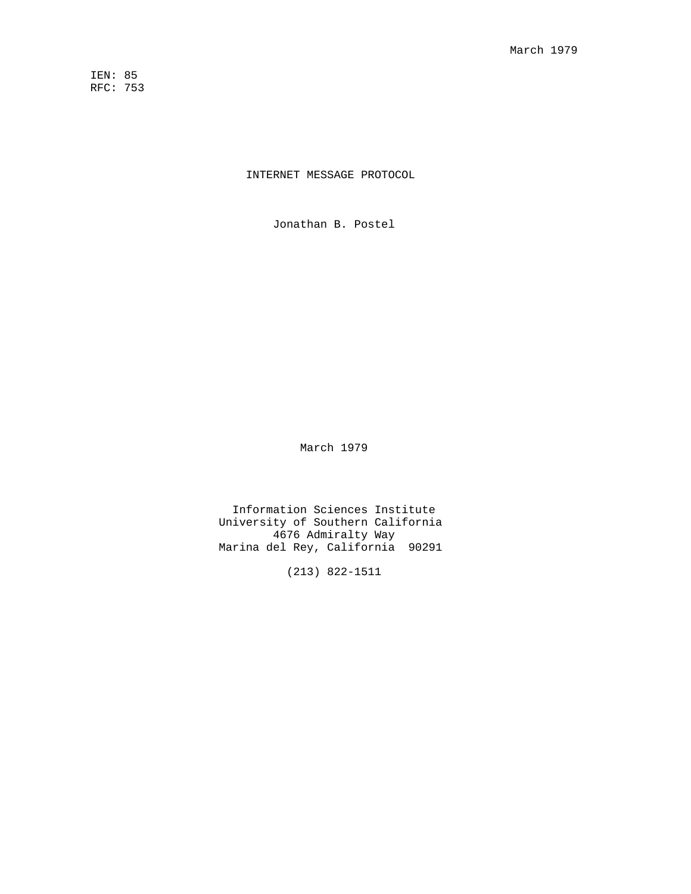March 1979

IEN: 85
RFC: 753

# INTERNET MESSAGE PROTOCOL

Jonathan B. Postel

March 1979

Information Sciences Institute
University of Southern California
4676 Admiralty Way
Marina del Rey, California 90291

(213) 822-1511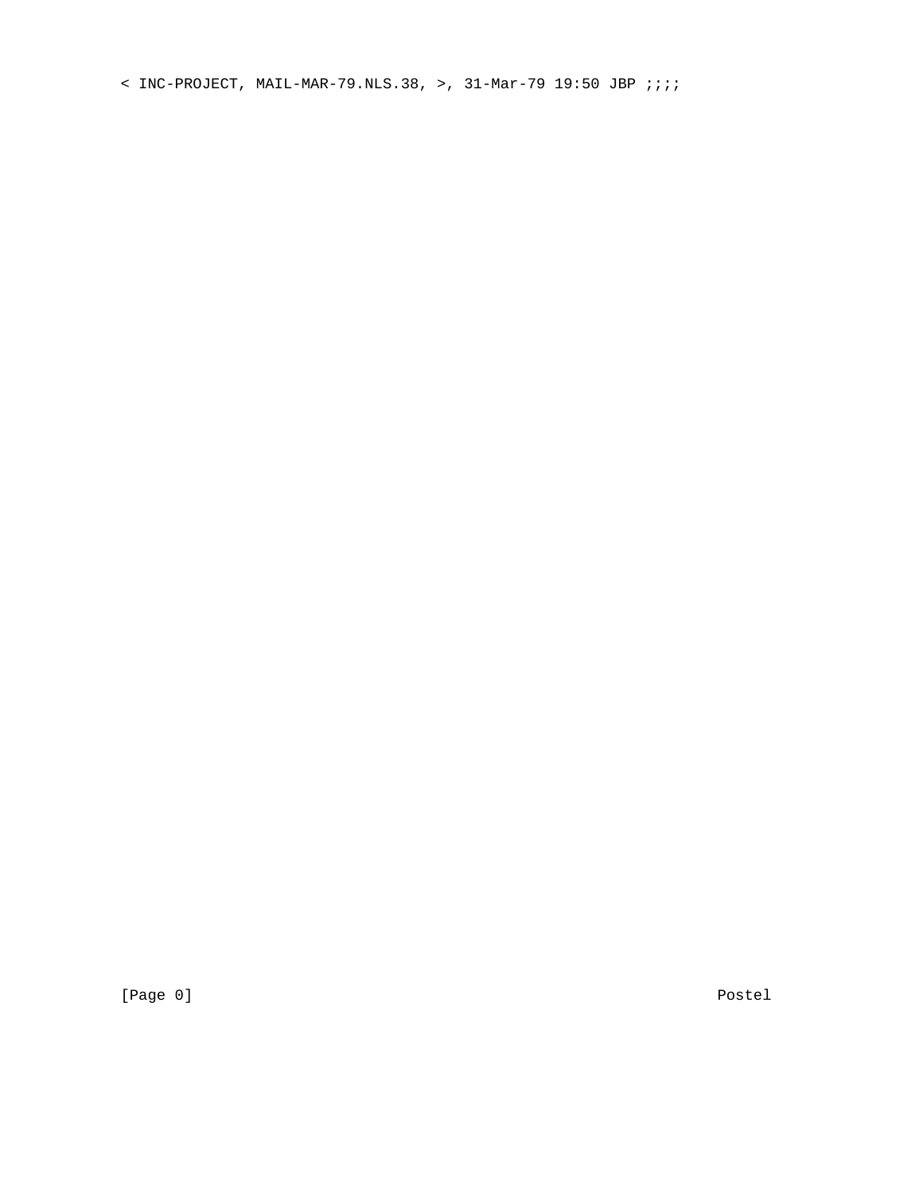< INC-PROJECT, MAIL-MAR-79.NLS.38, >, 31-Mar-79 19:50 JBP ;;;;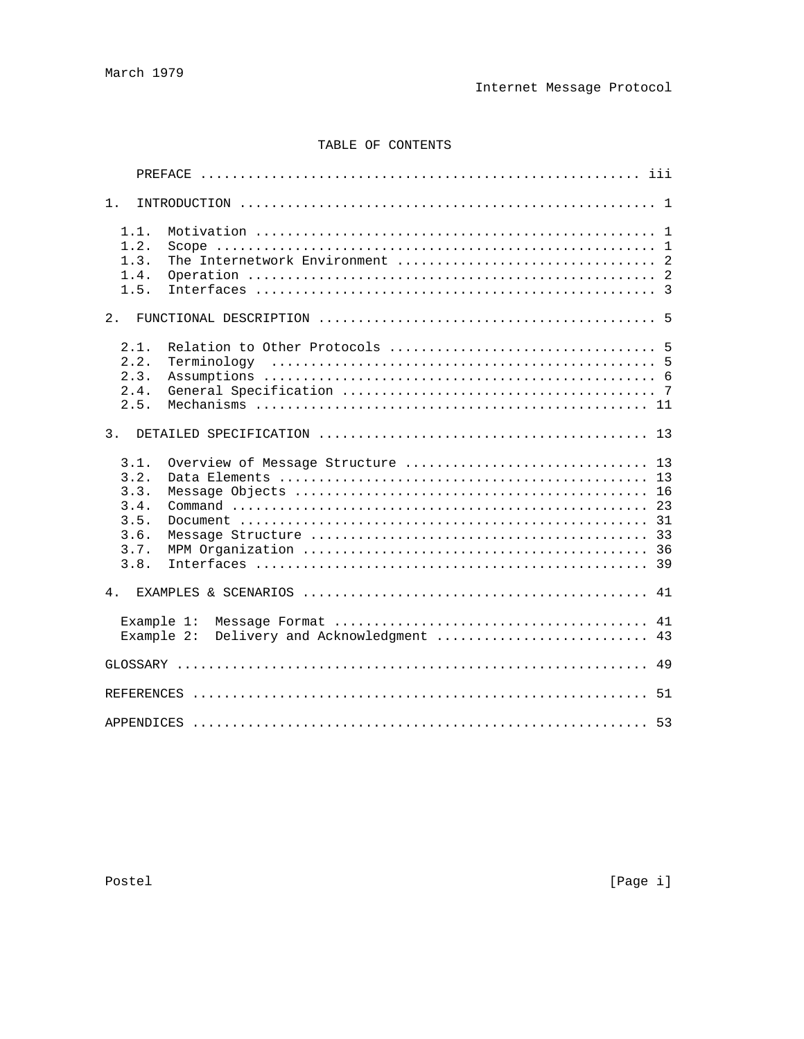# TABLE OF CONTENTS

```
    PREFACE ........................................................ iii

1.  INTRODUCTION ..................................................... 1

  1.1.  Motivation ................................................... 1
  1.2.  Scope ........................................................ 1
  1.3.  The Internetwork Environment ................................. 2
  1.4.  Operation .................................................... 2
  1.5.  Interfaces ................................................... 3

2.  FUNCTIONAL DESCRIPTION ........................................... 5

  2.1.  Relation to Other Protocols .................................. 5
  2.2.  Terminology  ................................................. 5
  2.3.  Assumptions .................................................. 6
  2.4.  General Specification ........................................ 7
  2.5.  Mechanisms .................................................. 11

3.  DETAILED SPECIFICATION .......................................... 13

  3.1.  Overview of Message Structure ............................... 13
  3.2.  Data Elements ............................................... 13
  3.3.  Message Objects ............................................. 16
  3.4.  Command ..................................................... 23
  3.5.  Document .................................................... 31
  3.6.  Message Structure ........................................... 33
  3.7.  MPM Organization ............................................ 36
  3.8.  Interfaces .................................................. 39

4.  EXAMPLES & SCENARIOS ............................................ 41

  Example 1:  Message Format ........................................ 41
  Example 2:  Delivery and Acknowledgment ........................... 43

GLOSSARY ............................................................ 49

REFERENCES .......................................................... 51

APPENDICES .......................................................... 53
```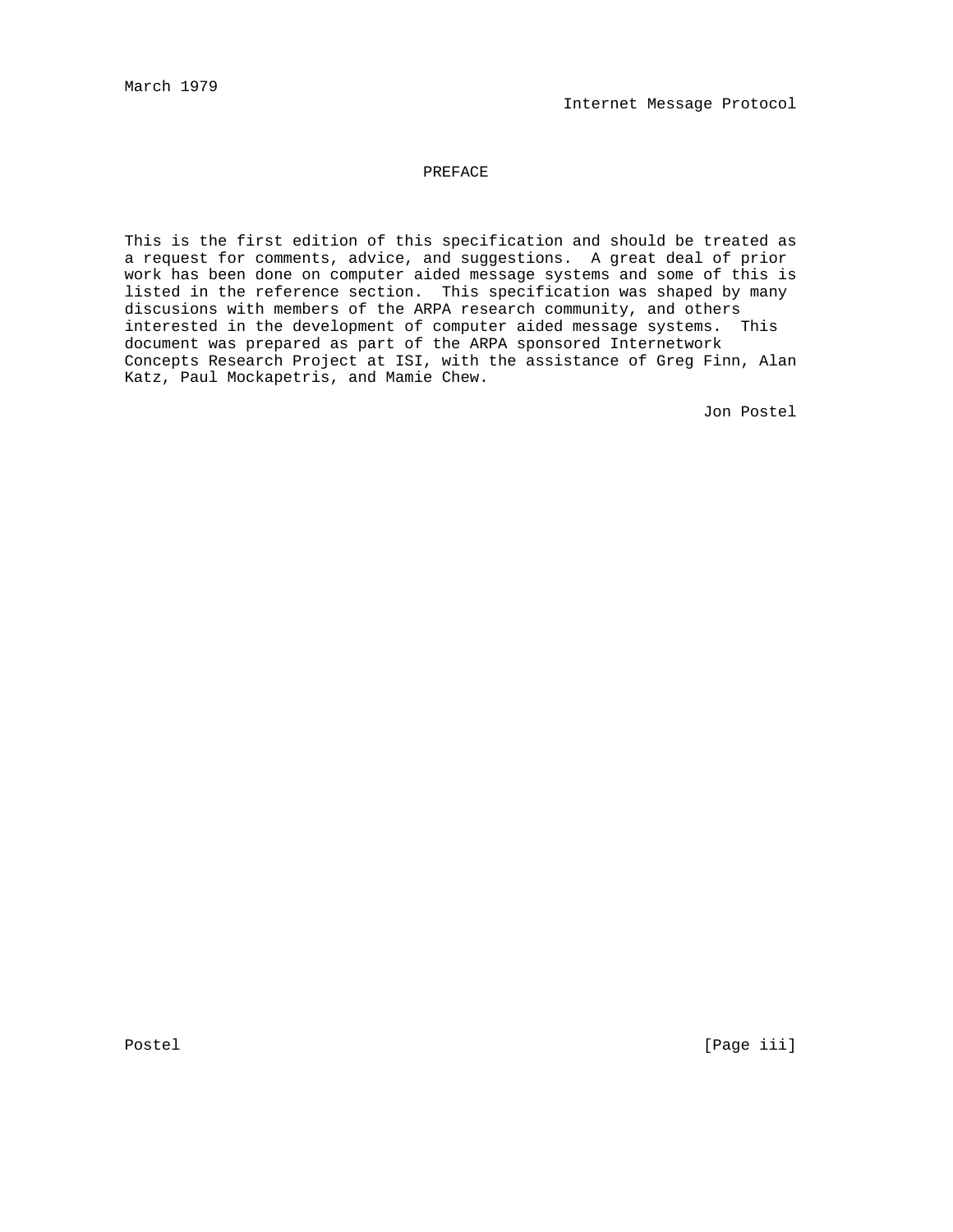# PREFACE

This is the first edition of this specification and should be treated as a request for comments, advice, and suggestions. A great deal of prior work has been done on computer aided message systems and some of this is listed in the reference section. This specification was shaped by many discusions with members of the ARPA research community, and others interested in the development of computer aided message systems. This document was prepared as part of the ARPA sponsored Internetwork Concepts Research Project at ISI, with the assistance of Greg Finn, Alan Katz, Paul Mockapetris, and Mamie Chew.

Jon Postel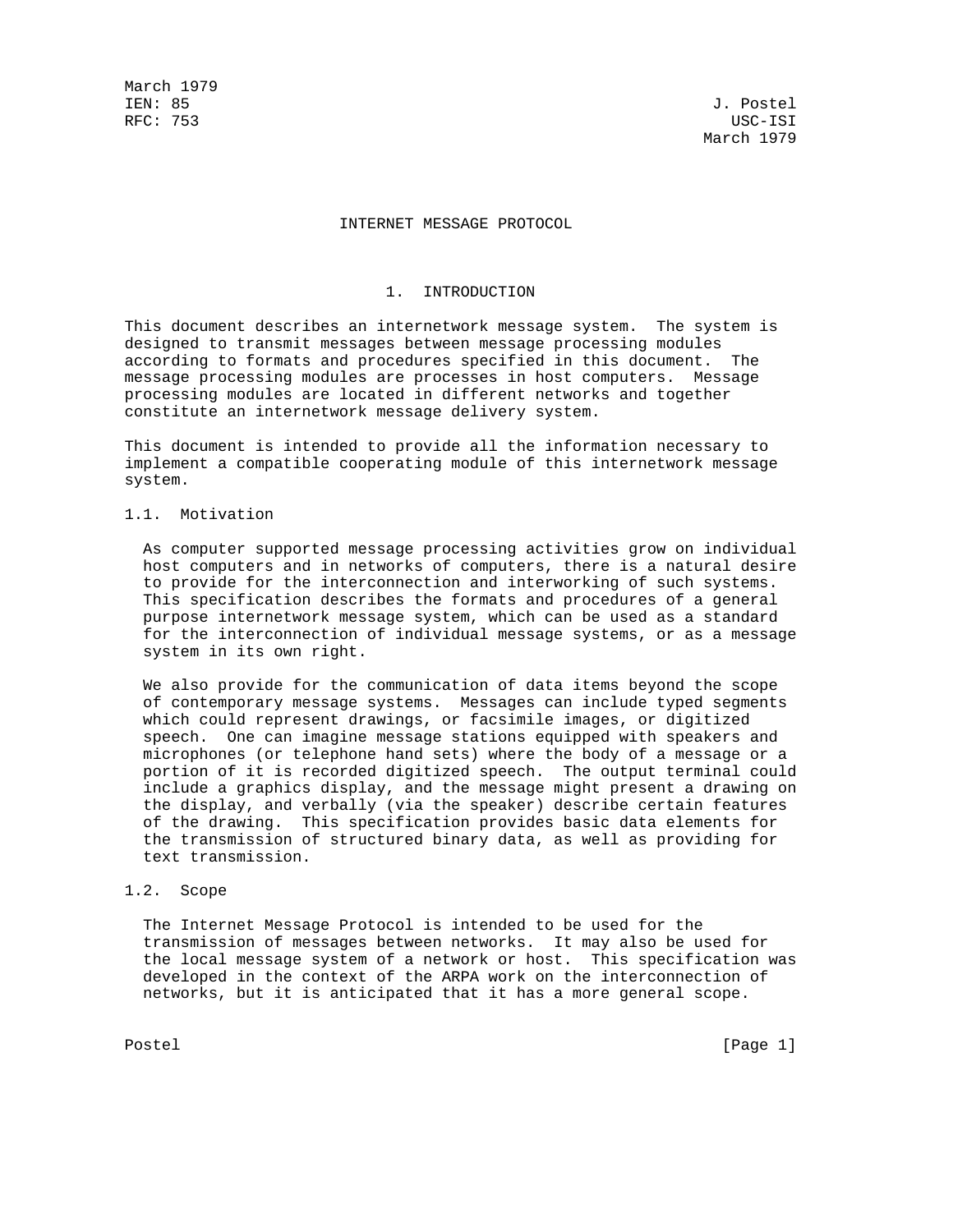March 1979
IEN: 85 J. Postel
RFC: 753 USC-ISI
March 1979

# INTERNET MESSAGE PROTOCOL

## 1. INTRODUCTION

This document describes an internetwork message system. The system is designed to transmit messages between message processing modules according to formats and procedures specified in this document. The message processing modules are processes in host computers. Message processing modules are located in different networks and together constitute an internetwork message delivery system.

This document is intended to provide all the information necessary to implement a compatible cooperating module of this internetwork message system.

### 1.1. Motivation

As computer supported message processing activities grow on individual host computers and in networks of computers, there is a natural desire to provide for the interconnection and interworking of such systems. This specification describes the formats and procedures of a general purpose internetwork message system, which can be used as a standard for the interconnection of individual message systems, or as a message system in its own right.

We also provide for the communication of data items beyond the scope of contemporary message systems. Messages can include typed segments which could represent drawings, or facsimile images, or digitized speech. One can imagine message stations equipped with speakers and microphones (or telephone hand sets) where the body of a message or a portion of it is recorded digitized speech. The output terminal could include a graphics display, and the message might present a drawing on the display, and verbally (via the speaker) describe certain features of the drawing. This specification provides basic data elements for the transmission of structured binary data, as well as providing for text transmission.

### 1.2. Scope

The Internet Message Protocol is intended to be used for the transmission of messages between networks. It may also be used for the local message system of a network or host. This specification was developed in the context of the ARPA work on the interconnection of networks, but it is anticipated that it has a more general scope.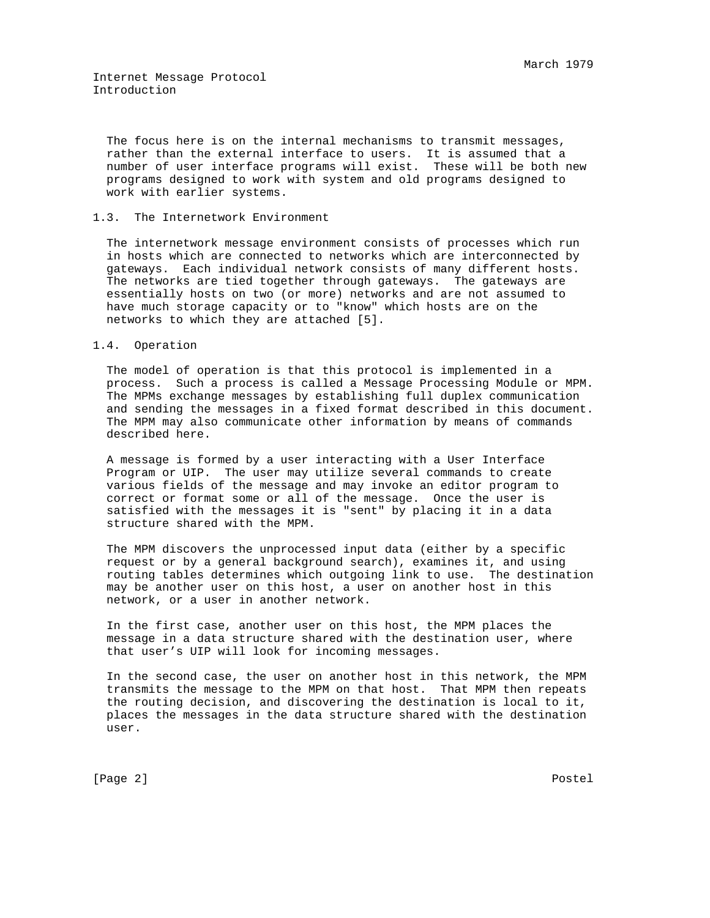The focus here is on the internal mechanisms to transmit messages, rather than the external interface to users. It is assumed that a number of user interface programs will exist. These will be both new programs designed to work with system and old programs designed to work with earlier systems.

## 1.3. The Internetwork Environment

The internetwork message environment consists of processes which run in hosts which are connected to networks which are interconnected by gateways. Each individual network consists of many different hosts. The networks are tied together through gateways. The gateways are essentially hosts on two (or more) networks and are not assumed to have much storage capacity or to "know" which hosts are on the networks to which they are attached [5].

## 1.4. Operation

The model of operation is that this protocol is implemented in a process. Such a process is called a Message Processing Module or MPM. The MPMs exchange messages by establishing full duplex communication and sending the messages in a fixed format described in this document. The MPM may also communicate other information by means of commands described here.

A message is formed by a user interacting with a User Interface Program or UIP. The user may utilize several commands to create various fields of the message and may invoke an editor program to correct or format some or all of the message. Once the user is satisfied with the messages it is "sent" by placing it in a data structure shared with the MPM.

The MPM discovers the unprocessed input data (either by a specific request or by a general background search), examines it, and using routing tables determines which outgoing link to use. The destination may be another user on this host, a user on another host in this network, or a user in another network.

In the first case, another user on this host, the MPM places the message in a data structure shared with the destination user, where that user's UIP will look for incoming messages.

In the second case, the user on another host in this network, the MPM transmits the message to the MPM on that host. That MPM then repeats the routing decision, and discovering the destination is local to it, places the messages in the data structure shared with the destination user.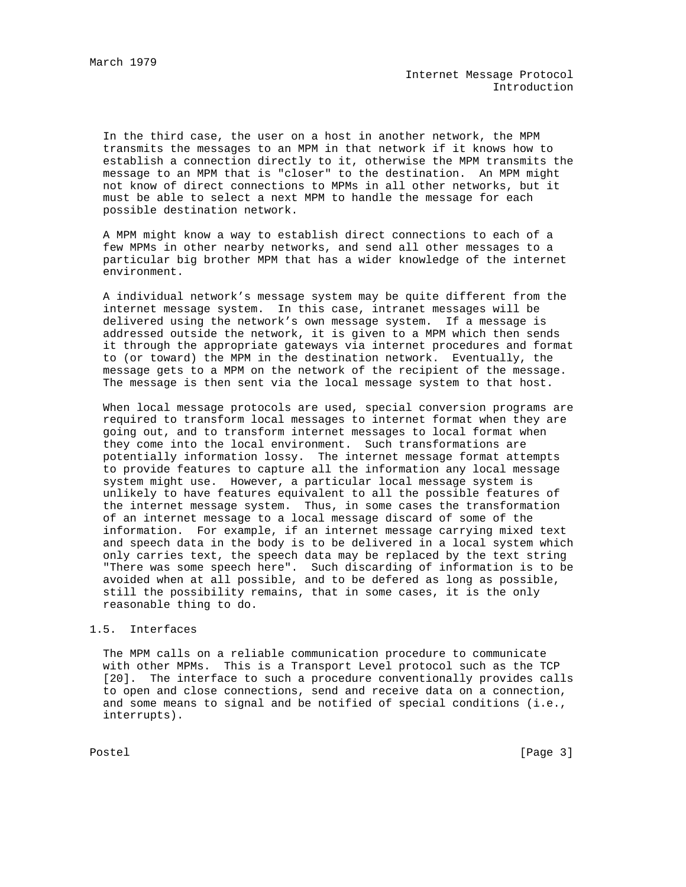In the third case, the user on a host in another network, the MPM transmits the messages to an MPM in that network if it knows how to establish a connection directly to it, otherwise the MPM transmits the message to an MPM that is "closer" to the destination. An MPM might not know of direct connections to MPMs in all other networks, but it must be able to select a next MPM to handle the message for each possible destination network.

A MPM might know a way to establish direct connections to each of a few MPMs in other nearby networks, and send all other messages to a particular big brother MPM that has a wider knowledge of the internet environment.

A individual network's message system may be quite different from the internet message system. In this case, intranet messages will be delivered using the network's own message system. If a message is addressed outside the network, it is given to a MPM which then sends it through the appropriate gateways via internet procedures and format to (or toward) the MPM in the destination network. Eventually, the message gets to a MPM on the network of the recipient of the message. The message is then sent via the local message system to that host.

When local message protocols are used, special conversion programs are required to transform local messages to internet format when they are going out, and to transform internet messages to local format when they come into the local environment. Such transformations are potentially information lossy. The internet message format attempts to provide features to capture all the information any local message system might use. However, a particular local message system is unlikely to have features equivalent to all the possible features of the internet message system. Thus, in some cases the transformation of an internet message to a local message discard of some of the information. For example, if an internet message carrying mixed text and speech data in the body is to be delivered in a local system which only carries text, the speech data may be replaced by the text string "There was some speech here". Such discarding of information is to be avoided when at all possible, and to be defered as long as possible, still the possibility remains, that in some cases, it is the only reasonable thing to do.

## 1.5. Interfaces

The MPM calls on a reliable communication procedure to communicate with other MPMs. This is a Transport Level protocol such as the TCP [20]. The interface to such a procedure conventionally provides calls to open and close connections, send and receive data on a connection, and some means to signal and be notified of special conditions (i.e., interrupts).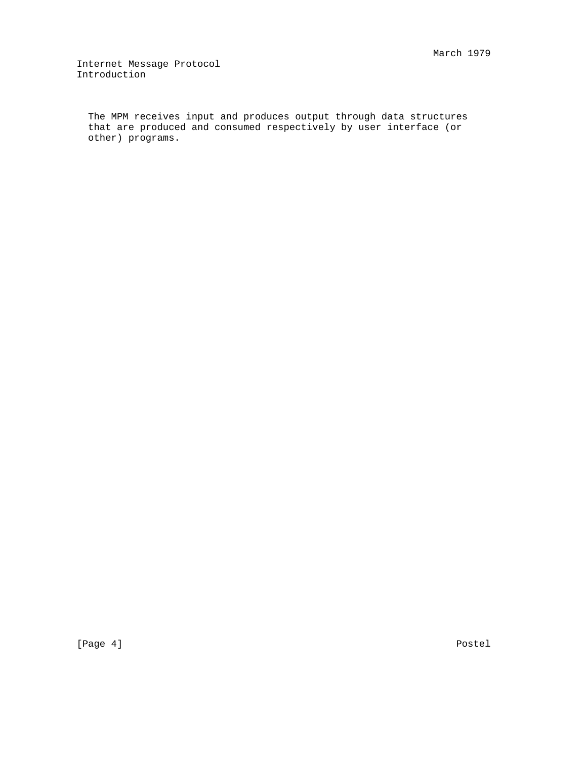The MPM receives input and produces output through data structures that are produced and consumed respectively by user interface (or other) programs.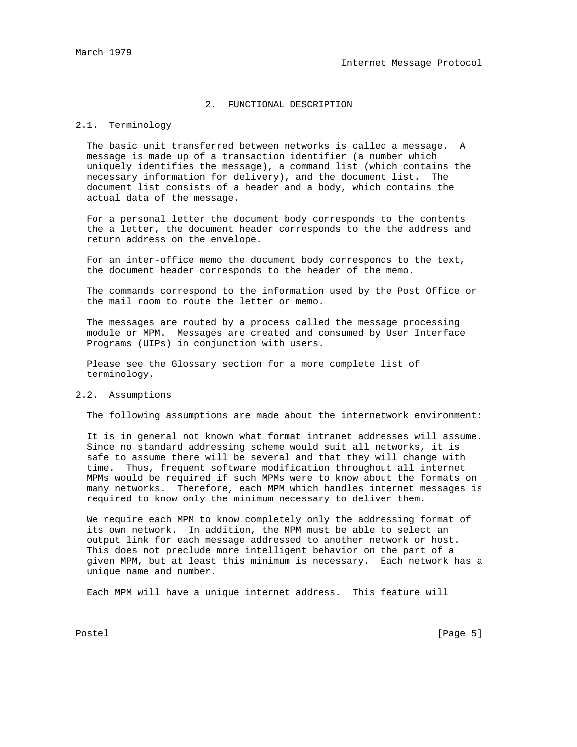## 2. FUNCTIONAL DESCRIPTION

### 2.1. Terminology

The basic unit transferred between networks is called a message. A message is made up of a transaction identifier (a number which uniquely identifies the message), a command list (which contains the necessary information for delivery), and the document list. The document list consists of a header and a body, which contains the actual data of the message.

For a personal letter the document body corresponds to the contents the a letter, the document header corresponds to the the address and return address on the envelope.

For an inter-office memo the document body corresponds to the text, the document header corresponds to the header of the memo.

The commands correspond to the information used by the Post Office or the mail room to route the letter or memo.

The messages are routed by a process called the message processing module or MPM. Messages are created and consumed by User Interface Programs (UIPs) in conjunction with users.

Please see the Glossary section for a more complete list of terminology.

### 2.2. Assumptions

The following assumptions are made about the internetwork environment:

It is in general not known what format intranet addresses will assume. Since no standard addressing scheme would suit all networks, it is safe to assume there will be several and that they will change with time. Thus, frequent software modification throughout all internet MPMs would be required if such MPMs were to know about the formats on many networks. Therefore, each MPM which handles internet messages is required to know only the minimum necessary to deliver them.

We require each MPM to know completely only the addressing format of its own network. In addition, the MPM must be able to select an output link for each message addressed to another network or host. This does not preclude more intelligent behavior on the part of a given MPM, but at least this minimum is necessary. Each network has a unique name and number.

Each MPM will have a unique internet address. This feature will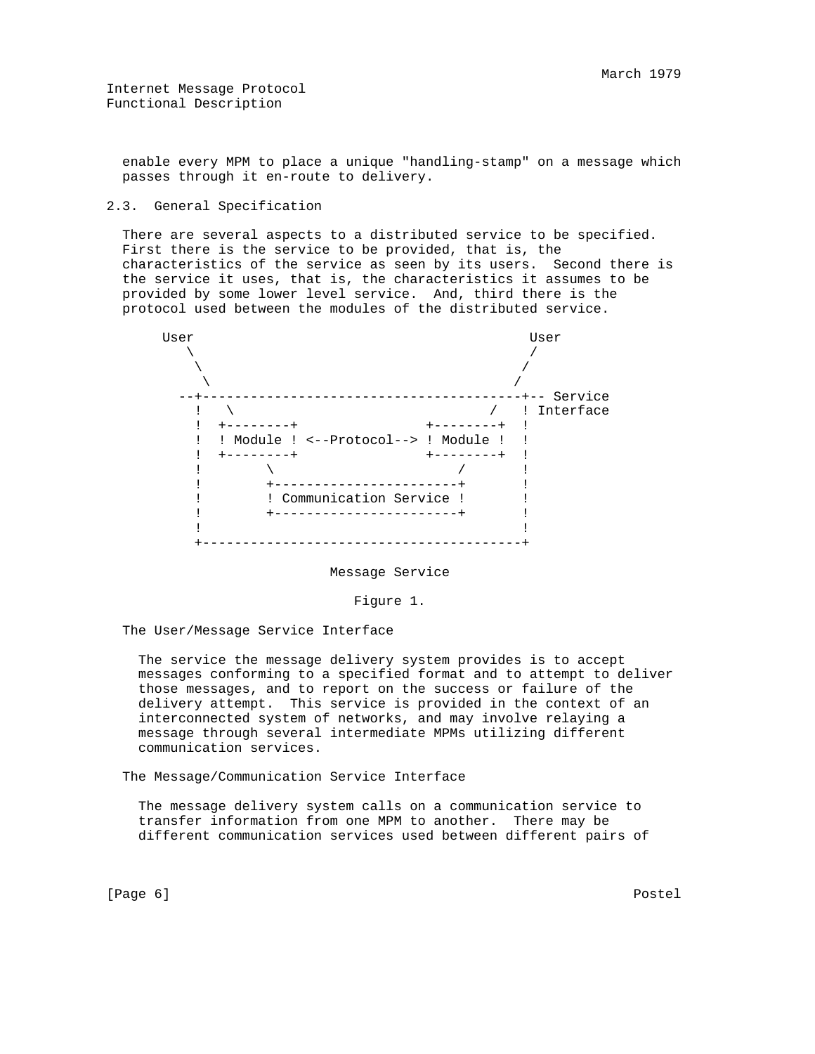enable every MPM to place a unique "handling-stamp" on a message which passes through it en-route to delivery.

## 2.3. General Specification

There are several aspects to a distributed service to be specified. First there is the service to be provided, that is, the characteristics of the service as seen by its users. Second there is the service it uses, that is, the characteristics it assumes to be provided by some lower level service. And, third there is the protocol used between the modules of the distributed service.

```
     User                                      User
        \                                      /
         \                                    /
          \                                  /
      --+----------------------------------------+-- Service
        !   \                               /   ! Interface
        !  +--------+              +--------+  !
        !  ! Module ! <--Protocol--> ! Module !  !
        !  +--------+              +--------+  !
        !        \                    /        !
        !        +----------------------+       !
        !        ! Communication Service !       !
        !        +----------------------+       !
        !                                        !
        +----------------------------------------+
```

Message Service

Figure 1.

The User/Message Service Interface

The service the message delivery system provides is to accept messages conforming to a specified format and to attempt to deliver those messages, and to report on the success or failure of the delivery attempt. This service is provided in the context of an interconnected system of networks, and may involve relaying a message through several intermediate MPMs utilizing different communication services.

The Message/Communication Service Interface

The message delivery system calls on a communication service to transfer information from one MPM to another. There may be different communication services used between different pairs of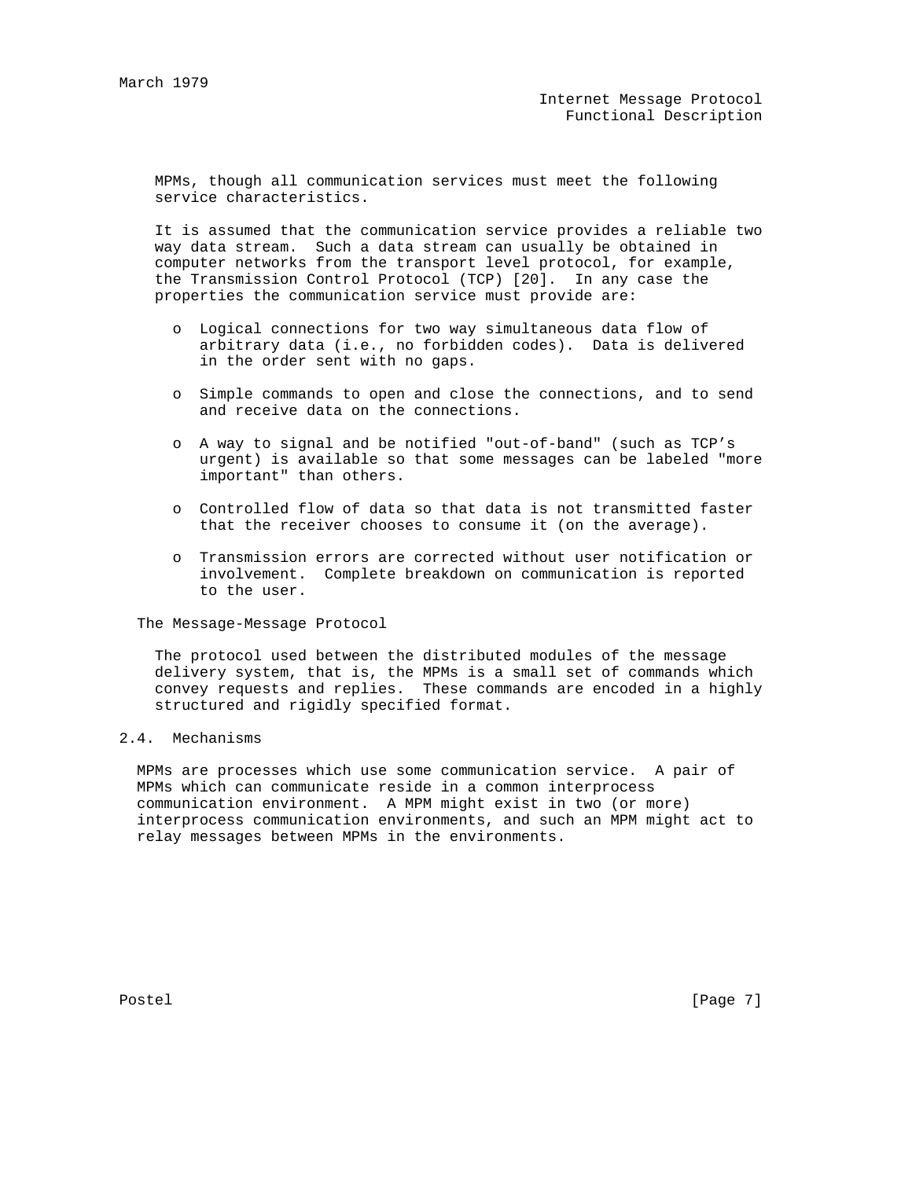MPMs, though all communication services must meet the following service characteristics.

It is assumed that the communication service provides a reliable two way data stream. Such a data stream can usually be obtained in computer networks from the transport level protocol, for example, the Transmission Control Protocol (TCP) [20]. In any case the properties the communication service must provide are:

- Logical connections for two way simultaneous data flow of arbitrary data (i.e., no forbidden codes). Data is delivered in the order sent with no gaps.
- Simple commands to open and close the connections, and to send and receive data on the connections.
- A way to signal and be notified "out-of-band" (such as TCP's urgent) is available so that some messages can be labeled "more important" than others.
- Controlled flow of data so that data is not transmitted faster that the receiver chooses to consume it (on the average).
- Transmission errors are corrected without user notification or involvement. Complete breakdown on communication is reported to the user.

### The Message-Message Protocol

The protocol used between the distributed modules of the message delivery system, that is, the MPMs is a small set of commands which convey requests and replies. These commands are encoded in a highly structured and rigidly specified format.

## 2.4. Mechanisms

MPMs are processes which use some communication service. A pair of MPMs which can communicate reside in a common interprocess communication environment. A MPM might exist in two (or more) interprocess communication environments, and such an MPM might act to relay messages between MPMs in the environments.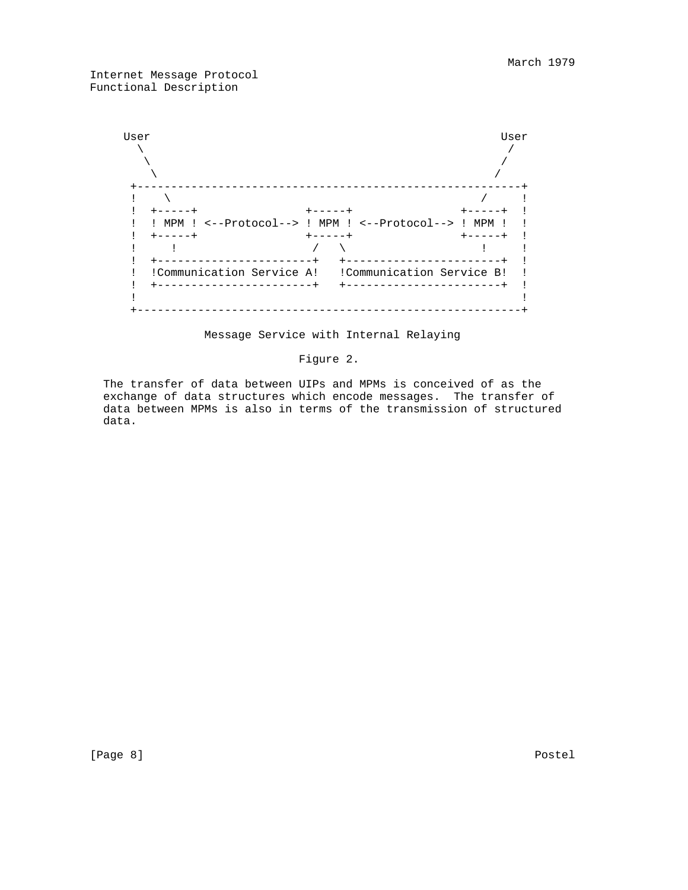```
     User                                                   User
       \                                                     /
        \                                                   /
         \                                                 /
      +---------------------------------------------------------+
      !    \                                             /      !
      !  +-----+                +-----+               +-----+   !
      !  ! MPM ! <--Protocol--> ! MPM ! <--Protocol--> ! MPM !   !
      !  +-----+                +-----+               +-----+   !
      !     !                    /   \                   !      !
      !  +-----------------------+   +-----------------------+   !
      !  !Communication Service A!   !Communication Service B!   !
      !  +-----------------------+   +-----------------------+   !
      !                                                         !
      +---------------------------------------------------------+
```

Message Service with Internal Relaying

Figure 2.

The transfer of data between UIPs and MPMs is conceived of as the exchange of data structures which encode messages. The transfer of data between MPMs is also in terms of the transmission of structured data.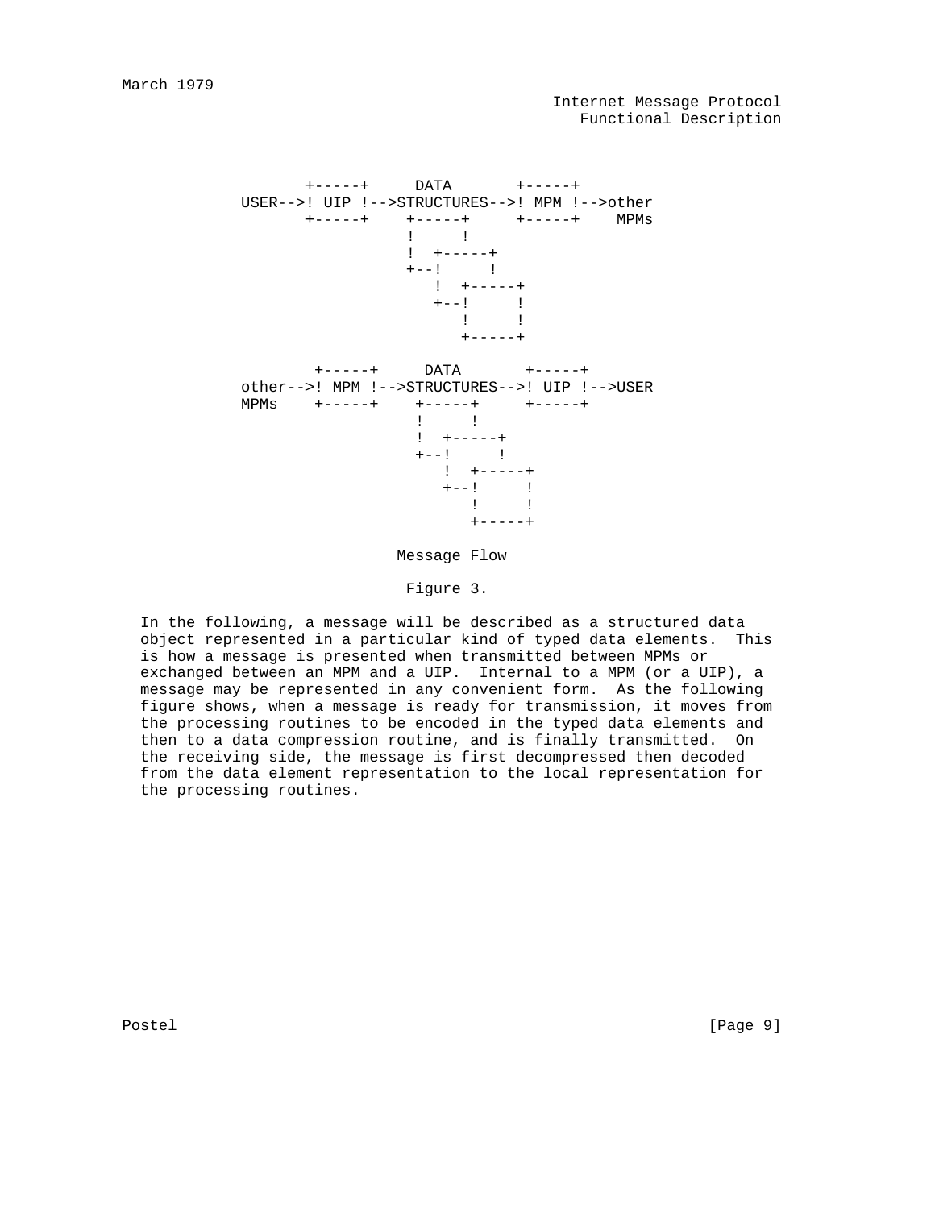```
        +-----+     DATA       +-----+
 USER-->! UIP !-->STRUCTURES-->! MPM !-->other
        +-----+    +-----+     +-----+    MPMs
                   !     !
                   !  +-----+
                   +--!     !
                      !  +-----+
                      +--!     !
                         !     !
                         +-----+

         +-----+     DATA       +-----+
 other-->! MPM !-->STRUCTURES-->! UIP !-->USER
 MPMs    +-----+    +-----+     +-----+
                    !     !
                    !  +-----+
                    +--!     !
                       !  +-----+
                       +--!     !
                          !     !
                          +-----+
```

Message Flow

Figure 3.

In the following, a message will be described as a structured data object represented in a particular kind of typed data elements. This is how a message is presented when transmitted between MPMs or exchanged between an MPM and a UIP. Internal to a MPM (or a UIP), a message may be represented in any convenient form. As the following figure shows, when a message is ready for transmission, it moves from the processing routines to be encoded in the typed data elements and then to a data compression routine, and is finally transmitted. On the receiving side, the message is first decompressed then decoded from the data element representation to the local representation for the processing routines.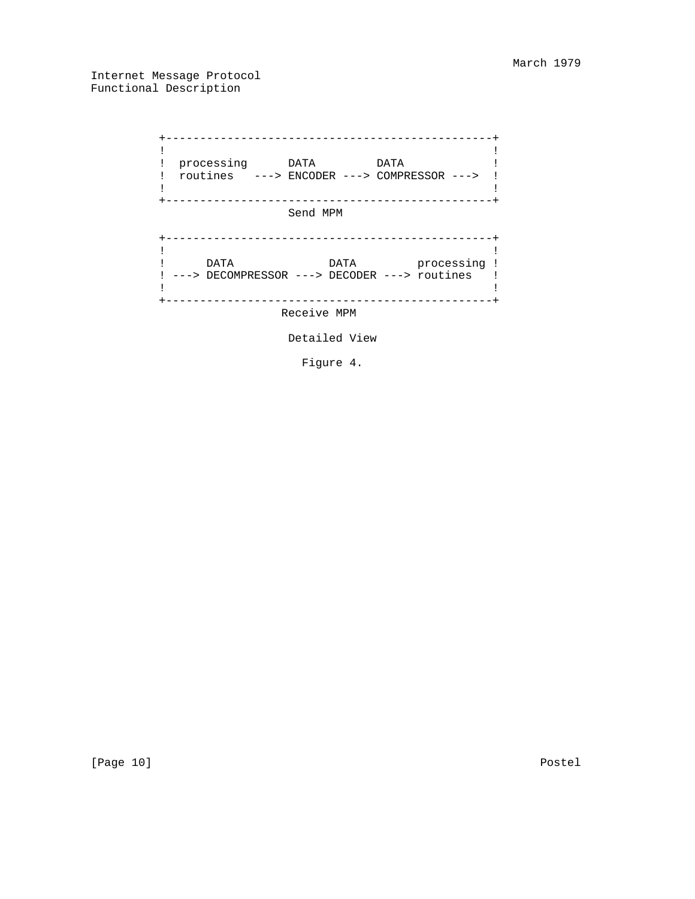```
          +-----------------------------------------------+
          !                                               !
          !  processing      DATA         DATA            !
          !  routines   ---> ENCODER ---> COMPRESSOR ---> !
          !                                               !
          +-----------------------------------------------+
                            Send MPM

          +-----------------------------------------------+
          !                                               !
          !      DATA              DATA         processing !
          ! ---> DECOMPRESSOR ---> DECODER ---> routines   !
          !                                               !
          +-----------------------------------------------+
                           Receive MPM

                            Detailed View

                              Figure 4.
```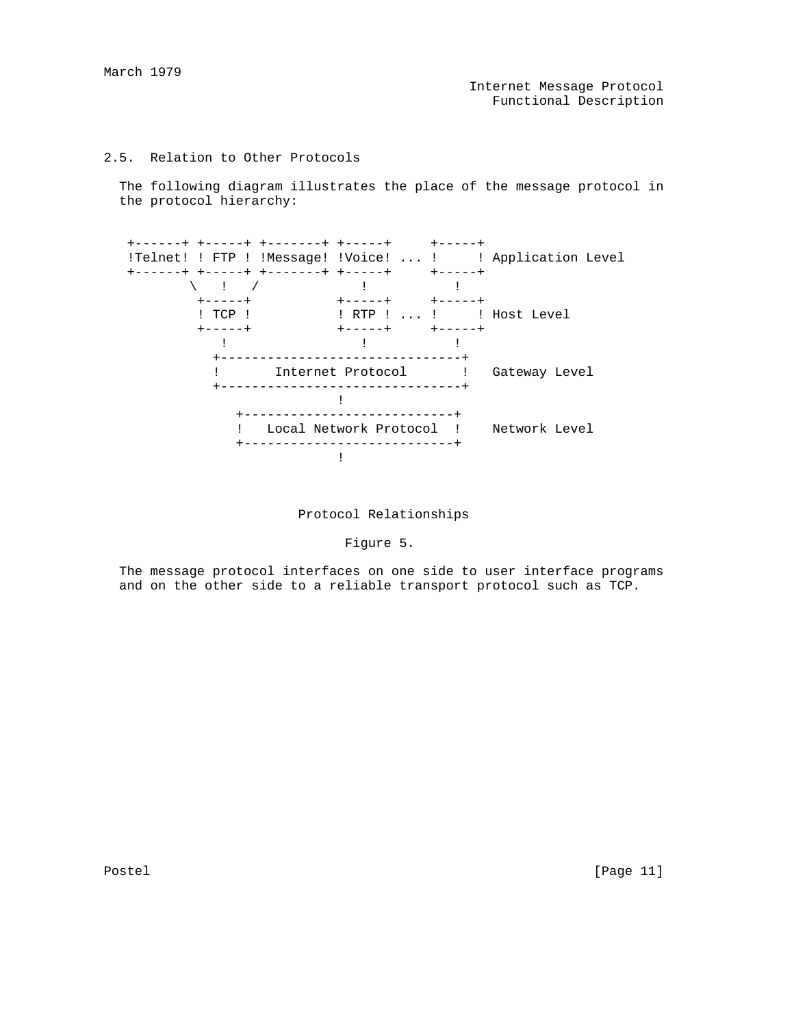## 2.5. Relation to Other Protocols

The following diagram illustrates the place of the message protocol in the protocol hierarchy:

```
 +------+ +-----+ +-------+ +-----+     +-----+
 !Telnet! ! FTP ! !Message! !Voice! ... !     ! Application Level
 +------+ +-----+ +-------+ +-----+     +-----+
         \   !   /             !           !
          +-----+           +-----+     +-----+
          ! TCP !           ! RTP ! ... !     ! Host Level
          +-----+           +-----+     +-----+
             !                 !           !
            +-------------------------------+
            !       Internet Protocol       !   Gateway Level
            +-------------------------------+
                           !
               +---------------------------+
               !   Local Network Protocol  !    Network Level
               +---------------------------+
                           !
```

Protocol Relationships

Figure 5.

The message protocol interfaces on one side to user interface programs and on the other side to a reliable transport protocol such as TCP.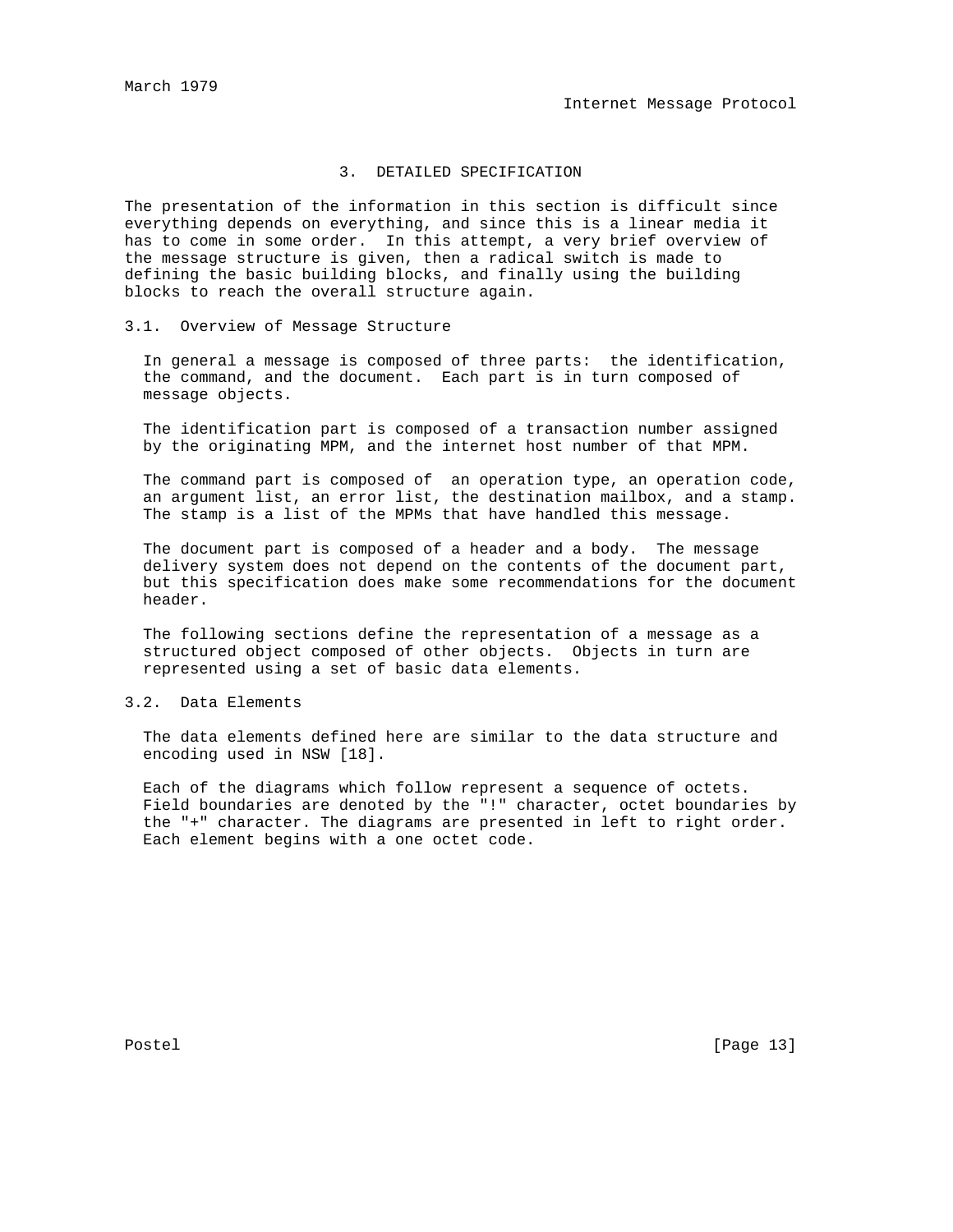## 3. DETAILED SPECIFICATION

The presentation of the information in this section is difficult since everything depends on everything, and since this is a linear media it has to come in some order. In this attempt, a very brief overview of the message structure is given, then a radical switch is made to defining the basic building blocks, and finally using the building blocks to reach the overall structure again.

### 3.1. Overview of Message Structure

In general a message is composed of three parts: the identification, the command, and the document. Each part is in turn composed of message objects.

The identification part is composed of a transaction number assigned by the originating MPM, and the internet host number of that MPM.

The command part is composed of an operation type, an operation code, an argument list, an error list, the destination mailbox, and a stamp. The stamp is a list of the MPMs that have handled this message.

The document part is composed of a header and a body. The message delivery system does not depend on the contents of the document part, but this specification does make some recommendations for the document header.

The following sections define the representation of a message as a structured object composed of other objects. Objects in turn are represented using a set of basic data elements.

### 3.2. Data Elements

The data elements defined here are similar to the data structure and encoding used in NSW [18].

Each of the diagrams which follow represent a sequence of octets. Field boundaries are denoted by the "!" character, octet boundaries by the "+" character. The diagrams are presented in left to right order. Each element begins with a one octet code.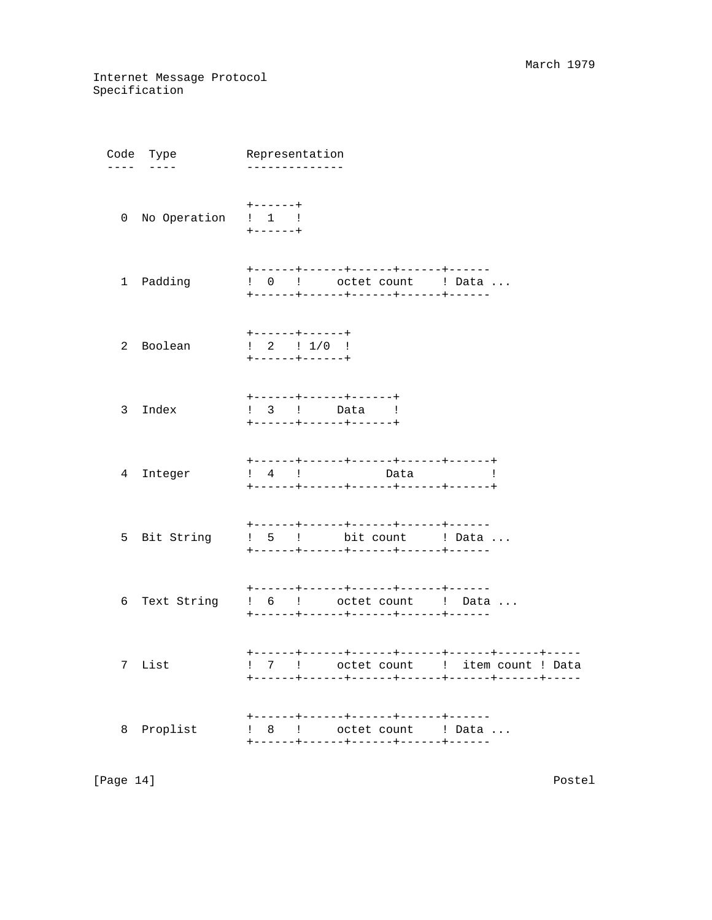```
  Code  Type          Representation
  ----  ----          --------------


                      +------+
    0  No Operation   !  1   !
                      +------+


                      +------+------+------+------+------
    1  Padding        !  0   !     octet count    ! Data ...
                      +------+------+------+------+------


                      +------+------+
    2  Boolean        !  2   ! 1/0  !
                      +------+------+


                      +------+------+------+
    3  Index          !  3   !     Data    !
                      +------+------+------+


                      +------+------+------+------+------+
    4  Integer        !  4   !           Data            !
                      +------+------+------+------+------+


                      +------+------+------+------+------
    5  Bit String     !  5   !      bit count     ! Data ...
                      +------+------+------+------+------


                      +------+------+------+------+------
    6  Text String    !  6   !     octet count    !  Data ...
                      +------+------+------+------+------


                      +------+------+------+------+------+------+-----
    7  List           !  7   !     octet count    !  item count ! Data
                      +------+------+------+------+------+------+-----


                      +------+------+------+------+------
    8  Proplist       !  8   !     octet count    ! Data ...
                      +------+------+------+------+------
```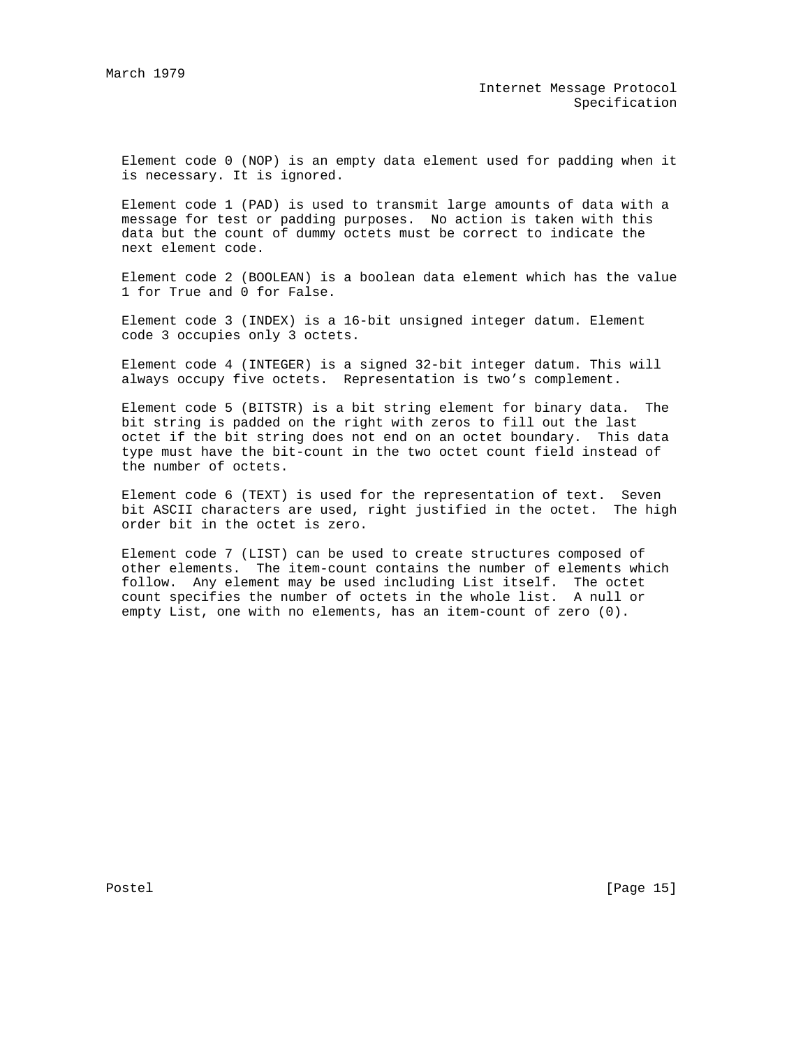Element code 0 (NOP) is an empty data element used for padding when it is necessary. It is ignored.

Element code 1 (PAD) is used to transmit large amounts of data with a message for test or padding purposes. No action is taken with this data but the count of dummy octets must be correct to indicate the next element code.

Element code 2 (BOOLEAN) is a boolean data element which has the value 1 for True and 0 for False.

Element code 3 (INDEX) is a 16-bit unsigned integer datum. Element code 3 occupies only 3 octets.

Element code 4 (INTEGER) is a signed 32-bit integer datum. This will always occupy five octets. Representation is two’s complement.

Element code 5 (BITSTR) is a bit string element for binary data. The bit string is padded on the right with zeros to fill out the last octet if the bit string does not end on an octet boundary. This data type must have the bit-count in the two octet count field instead of the number of octets.

Element code 6 (TEXT) is used for the representation of text. Seven bit ASCII characters are used, right justified in the octet. The high order bit in the octet is zero.

Element code 7 (LIST) can be used to create structures composed of other elements. The item-count contains the number of elements which follow. Any element may be used including List itself. The octet count specifies the number of octets in the whole list. A null or empty List, one with no elements, has an item-count of zero (0).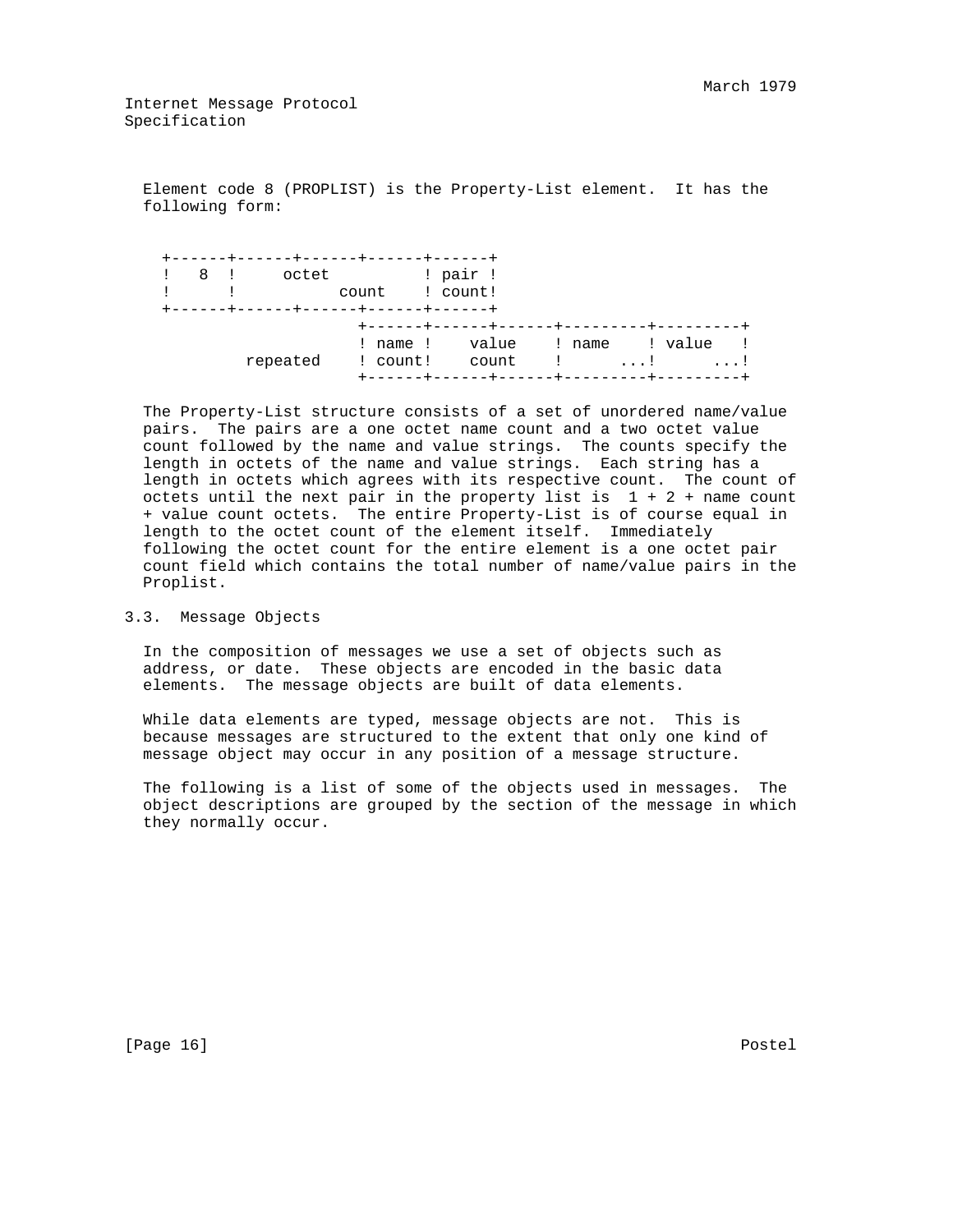Element code 8 (PROPLIST) is the Property-List element. It has the following form:

```
  +------+------+------+------+------+
  !  8  !     octet          ! pair !
  !      !           count    ! count!
  +------+------+------+------+------+
                       +------+------+------+---------+---------+
                       ! name !    value    ! name    ! value   !
            repeated   ! count!    count    !      ...!      ...!
                       +------+------+------+---------+---------+
```

The Property-List structure consists of a set of unordered name/value pairs. The pairs are a one octet name count and a two octet value count followed by the name and value strings. The counts specify the length in octets of the name and value strings. Each string has a length in octets which agrees with its respective count. The count of octets until the next pair in the property list is 1 + 2 + name count + value count octets. The entire Property-List is of course equal in length to the octet count of the element itself. Immediately following the octet count for the entire element is a one octet pair count field which contains the total number of name/value pairs in the Proplist.

## 3.3. Message Objects

In the composition of messages we use a set of objects such as address, or date. These objects are encoded in the basic data elements. The message objects are built of data elements.

While data elements are typed, message objects are not. This is because messages are structured to the extent that only one kind of message object may occur in any position of a message structure.

The following is a list of some of the objects used in messages. The object descriptions are grouped by the section of the message in which they normally occur.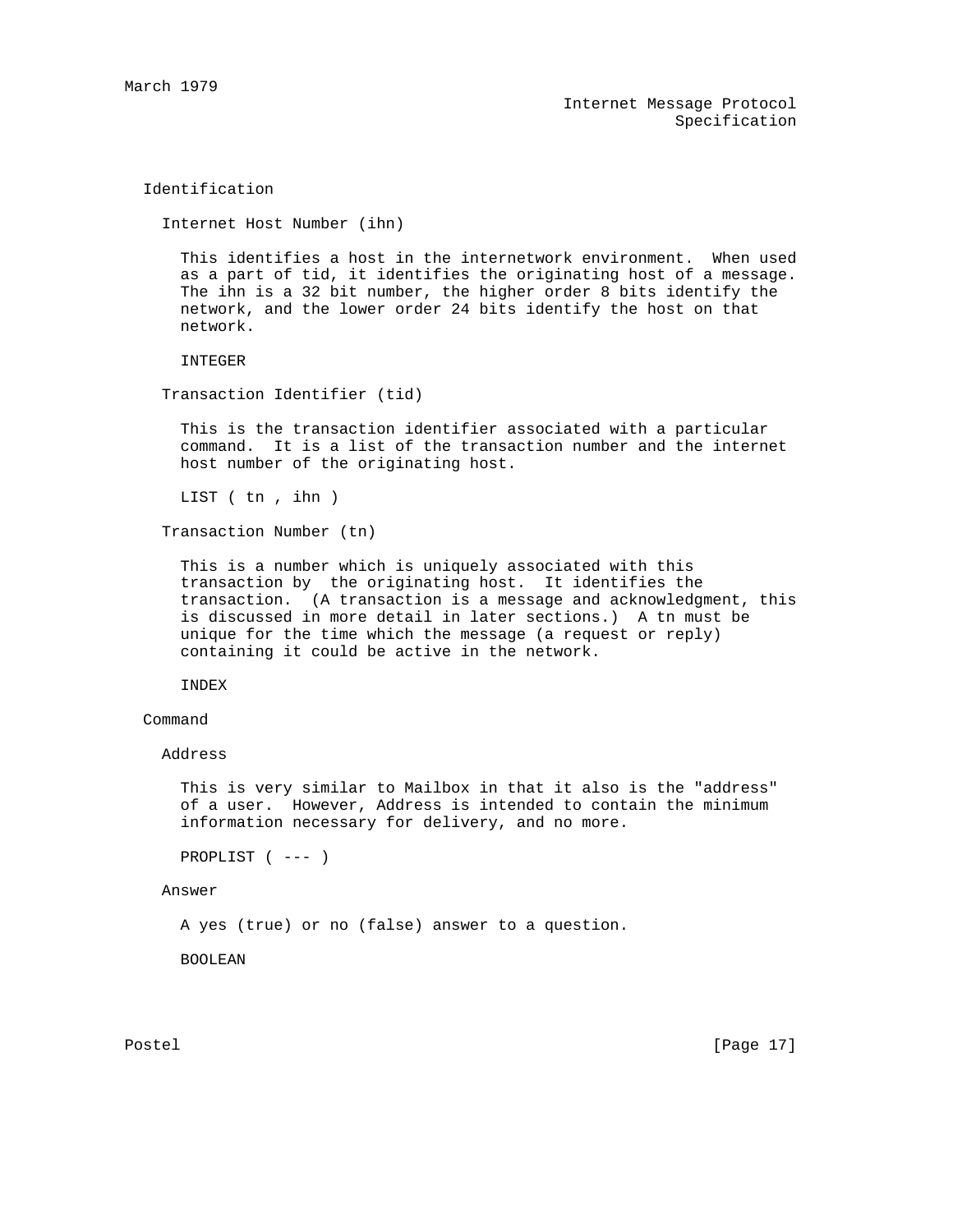## Identification

### Internet Host Number (ihn)

This identifies a host in the internetwork environment. When used as a part of tid, it identifies the originating host of a message. The ihn is a 32 bit number, the higher order 8 bits identify the network, and the lower order 24 bits identify the host on that network.

INTEGER

### Transaction Identifier (tid)

This is the transaction identifier associated with a particular command. It is a list of the transaction number and the internet host number of the originating host.

LIST ( tn , ihn )

### Transaction Number (tn)

This is a number which is uniquely associated with this transaction by the originating host. It identifies the transaction. (A transaction is a message and acknowledgment, this is discussed in more detail in later sections.) A tn must be unique for the time which the message (a request or reply) containing it could be active in the network.

INDEX

## Command

### Address

This is very similar to Mailbox in that it also is the "address" of a user. However, Address is intended to contain the minimum information necessary for delivery, and no more.

PROPLIST ( --- )

### Answer

A yes (true) or no (false) answer to a question.

BOOLEAN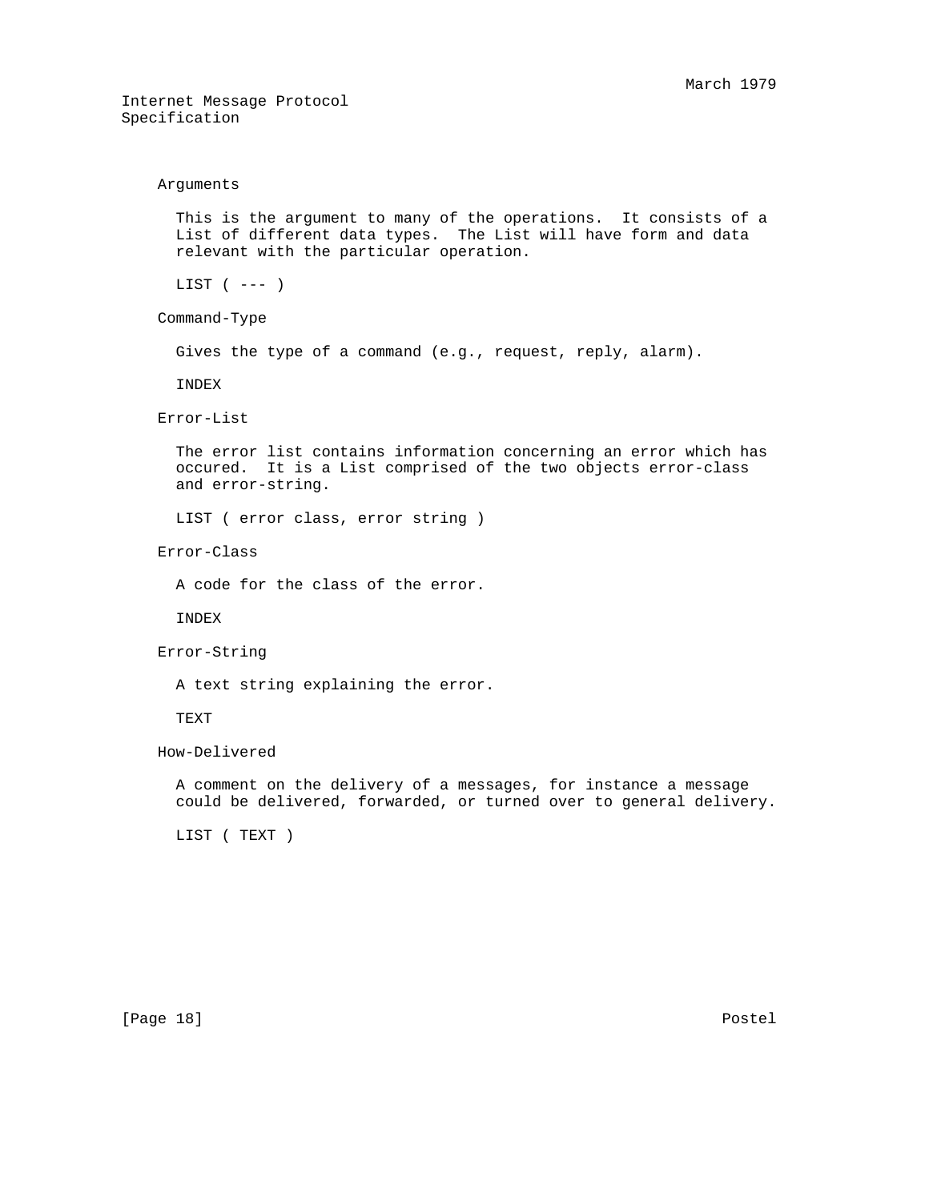### Arguments

This is the argument to many of the operations. It consists of a List of different data types. The List will have form and data relevant with the particular operation.

LIST ( --- )

### Command-Type

Gives the type of a command (e.g., request, reply, alarm).

INDEX

### Error-List

The error list contains information concerning an error which has occured. It is a List comprised of the two objects error-class and error-string.

LIST ( error class, error string )

### Error-Class

A code for the class of the error.

INDEX

### Error-String

A text string explaining the error.

TEXT

### How-Delivered

A comment on the delivery of a messages, for instance a message could be delivered, forwarded, or turned over to general delivery.

LIST ( TEXT )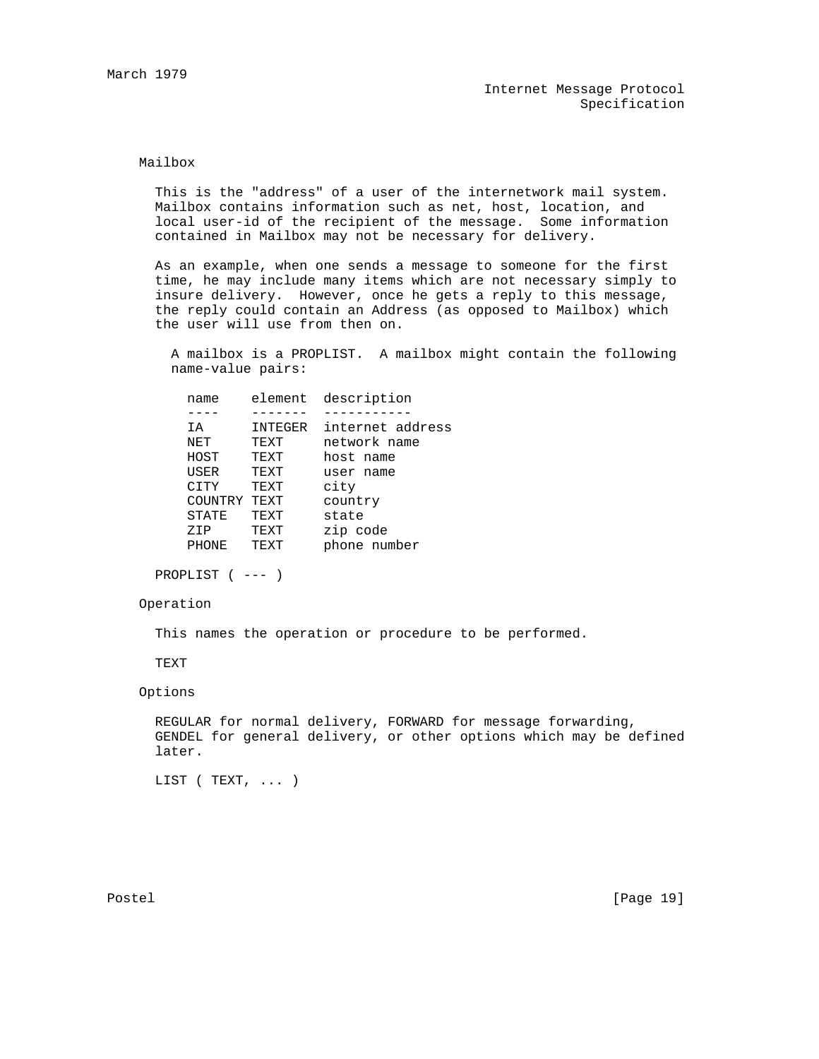### Mailbox

This is the "address" of a user of the internetwork mail system. Mailbox contains information such as net, host, location, and local user-id of the recipient of the message. Some information contained in Mailbox may not be necessary for delivery.

As an example, when one sends a message to someone for the first time, he may include many items which are not necessary simply to insure delivery. However, once he gets a reply to this message, the reply could contain an Address (as opposed to Mailbox) which the user will use from then on.

A mailbox is a PROPLIST. A mailbox might contain the following name-value pairs:

| name | element | description |
| --- | --- | --- |
| IA | INTEGER | internet address |
| NET | TEXT | network name |
| HOST | TEXT | host name |
| USER | TEXT | user name |
| CITY | TEXT | city |
| COUNTRY | TEXT | country |
| STATE | TEXT | state |
| ZIP | TEXT | zip code |
| PHONE | TEXT | phone number |

```
PROPLIST ( --- )
```

### Operation

This names the operation or procedure to be performed.

```
TEXT
```

### Options

REGULAR for normal delivery, FORWARD for message forwarding, GENDEL for general delivery, or other options which may be defined later.

```
LIST ( TEXT, ... )
```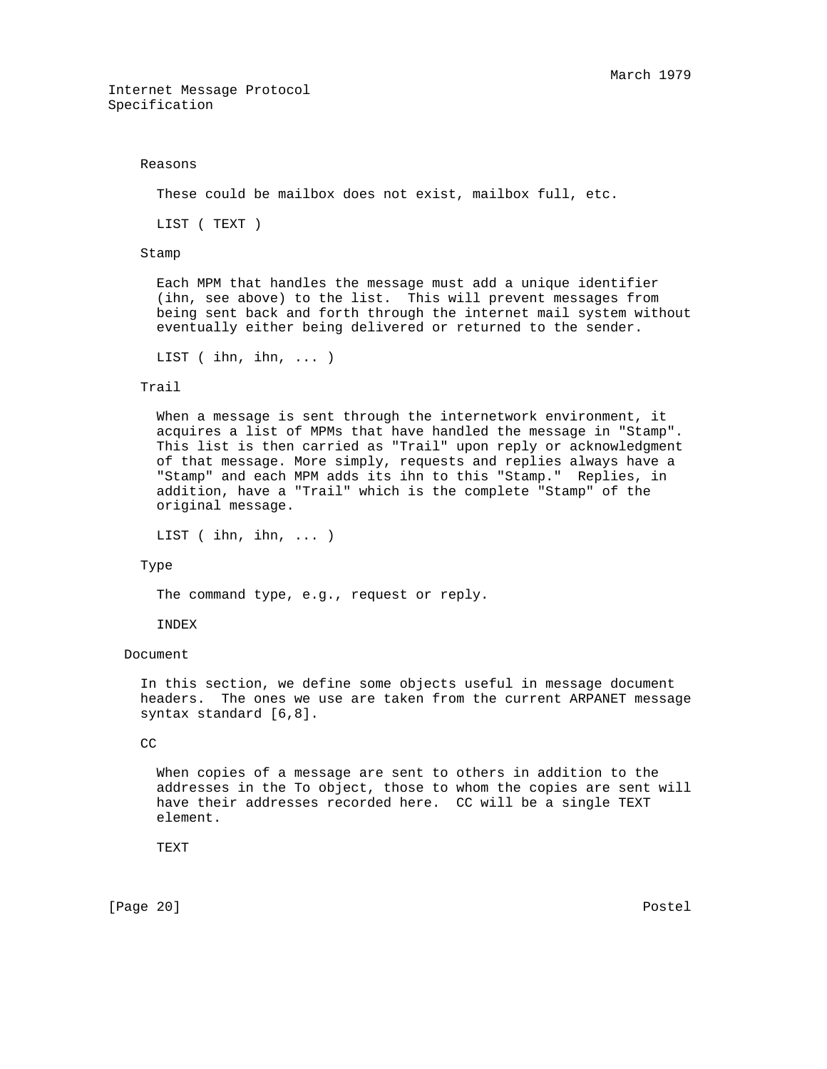Reasons

These could be mailbox does not exist, mailbox full, etc.

LIST ( TEXT )

Stamp

Each MPM that handles the message must add a unique identifier (ihn, see above) to the list. This will prevent messages from being sent back and forth through the internet mail system without eventually either being delivered or returned to the sender.

LIST ( ihn, ihn, ... )

Trail

When a message is sent through the internetwork environment, it acquires a list of MPMs that have handled the message in "Stamp". This list is then carried as "Trail" upon reply or acknowledgment of that message. More simply, requests and replies always have a "Stamp" and each MPM adds its ihn to this "Stamp." Replies, in addition, have a "Trail" which is the complete "Stamp" of the original message.

LIST ( ihn, ihn, ... )

Type

The command type, e.g., request or reply.

INDEX

Document

In this section, we define some objects useful in message document headers. The ones we use are taken from the current ARPANET message syntax standard [6,8].

CC

When copies of a message are sent to others in addition to the addresses in the To object, those to whom the copies are sent will have their addresses recorded here. CC will be a single TEXT element.

TEXT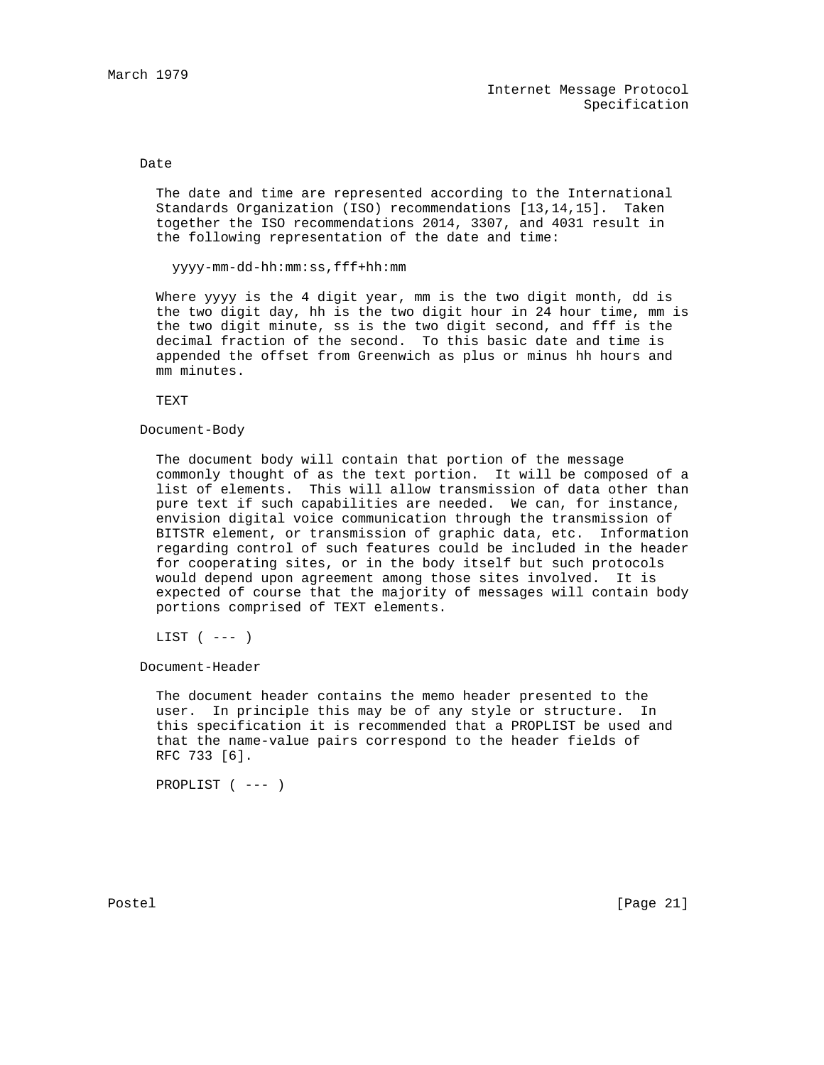### Date

The date and time are represented according to the International Standards Organization (ISO) recommendations [13,14,15]. Taken together the ISO recommendations 2014, 3307, and 4031 result in the following representation of the date and time:

```
yyyy-mm-dd-hh:mm:ss,fff+hh:mm
```

Where yyyy is the 4 digit year, mm is the two digit month, dd is the two digit day, hh is the two digit hour in 24 hour time, mm is the two digit minute, ss is the two digit second, and fff is the decimal fraction of the second. To this basic date and time is appended the offset from Greenwich as plus or minus hh hours and mm minutes.

TEXT

### Document-Body

The document body will contain that portion of the message commonly thought of as the text portion. It will be composed of a list of elements. This will allow transmission of data other than pure text if such capabilities are needed. We can, for instance, envision digital voice communication through the transmission of BITSTR element, or transmission of graphic data, etc. Information regarding control of such features could be included in the header for cooperating sites, or in the body itself but such protocols would depend upon agreement among those sites involved. It is expected of course that the majority of messages will contain body portions comprised of TEXT elements.

LIST ( --- )

### Document-Header

The document header contains the memo header presented to the user. In principle this may be of any style or structure. In this specification it is recommended that a PROPLIST be used and that the name-value pairs correspond to the header fields of RFC 733 [6].

PROPLIST ( --- )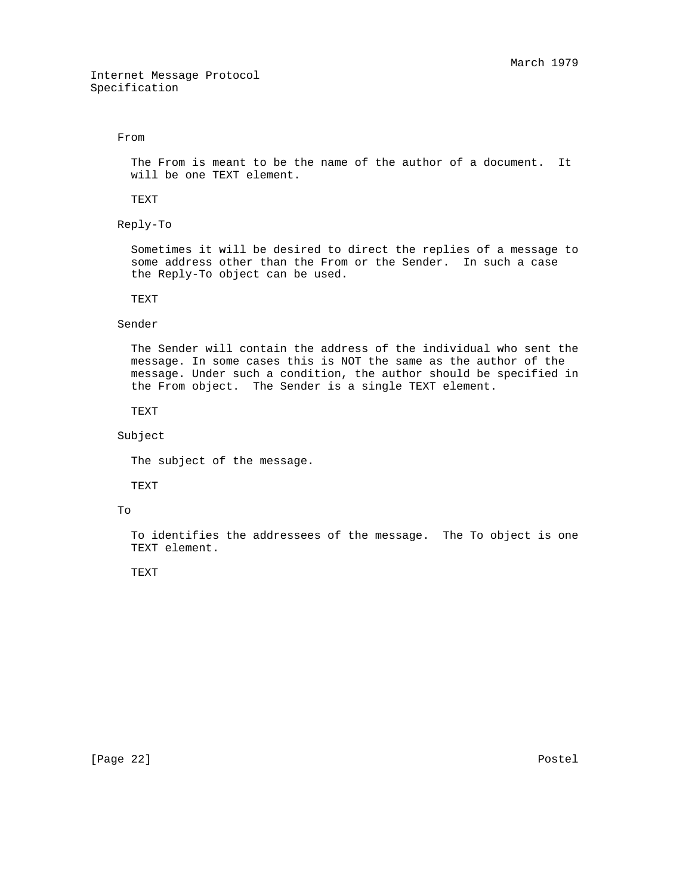From

The From is meant to be the name of the author of a document. It will be one TEXT element.

TEXT

Reply-To

Sometimes it will be desired to direct the replies of a message to some address other than the From or the Sender. In such a case the Reply-To object can be used.

TEXT

Sender

The Sender will contain the address of the individual who sent the message. In some cases this is NOT the same as the author of the message. Under such a condition, the author should be specified in the From object. The Sender is a single TEXT element.

TEXT

Subject

The subject of the message.

TEXT

To

To identifies the addressees of the message. The To object is one TEXT element.

TEXT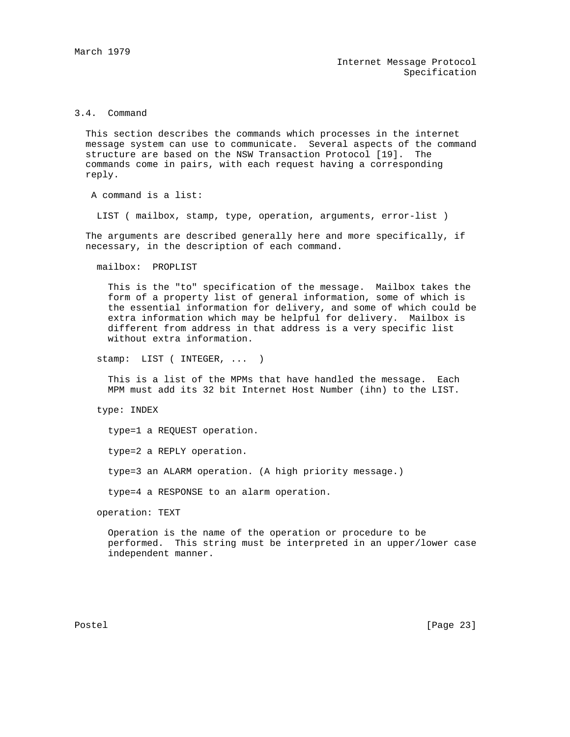### 3.4. Command

This section describes the commands which processes in the internet message system can use to communicate. Several aspects of the command structure are based on the NSW Transaction Protocol [19]. The commands come in pairs, with each request having a corresponding reply.

A command is a list:

```
LIST ( mailbox, stamp, type, operation, arguments, error-list )
```

The arguments are described generally here and more specifically, if necessary, in the description of each command.

mailbox: PROPLIST

This is the "to" specification of the message. Mailbox takes the form of a property list of general information, some of which is the essential information for delivery, and some of which could be extra information which may be helpful for delivery. Mailbox is different from address in that address is a very specific list without extra information.

stamp: LIST ( INTEGER, ... )

This is a list of the MPMs that have handled the message. Each MPM must add its 32 bit Internet Host Number (ihn) to the LIST.

type: INDEX

type=1 a REQUEST operation.

type=2 a REPLY operation.

type=3 an ALARM operation. (A high priority message.)

type=4 a RESPONSE to an alarm operation.

operation: TEXT

Operation is the name of the operation or procedure to be performed. This string must be interpreted in an upper/lower case independent manner.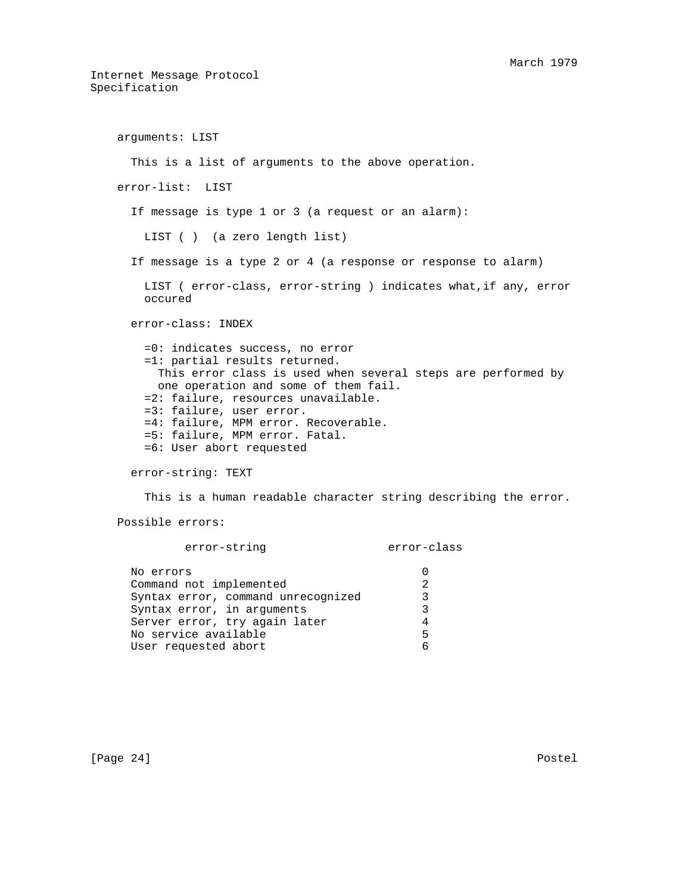arguments: LIST

This is a list of arguments to the above operation.

error-list: LIST

If message is type 1 or 3 (a request or an alarm):

LIST ( )  (a zero length list)

If message is a type 2 or 4 (a response or response to alarm)

LIST ( error-class, error-string ) indicates what,if any, error occured

error-class: INDEX

- =0: indicates success, no error
- =1: partial results returned.
  This error class is used when several steps are performed by one operation and some of them fail.
- =2: failure, resources unavailable.
- =3: failure, user error.
- =4: failure, MPM error. Recoverable.
- =5: failure, MPM error. Fatal.
- =6: User abort requested

error-string: TEXT

This is a human readable character string describing the error.

Possible errors:

| error-string | error-class |
|---|---|
| No errors | 0 |
| Command not implemented | 2 |
| Syntax error, command unrecognized | 3 |
| Syntax error, in arguments | 3 |
| Server error, try again later | 4 |
| No service available | 5 |
| User requested abort | 6 |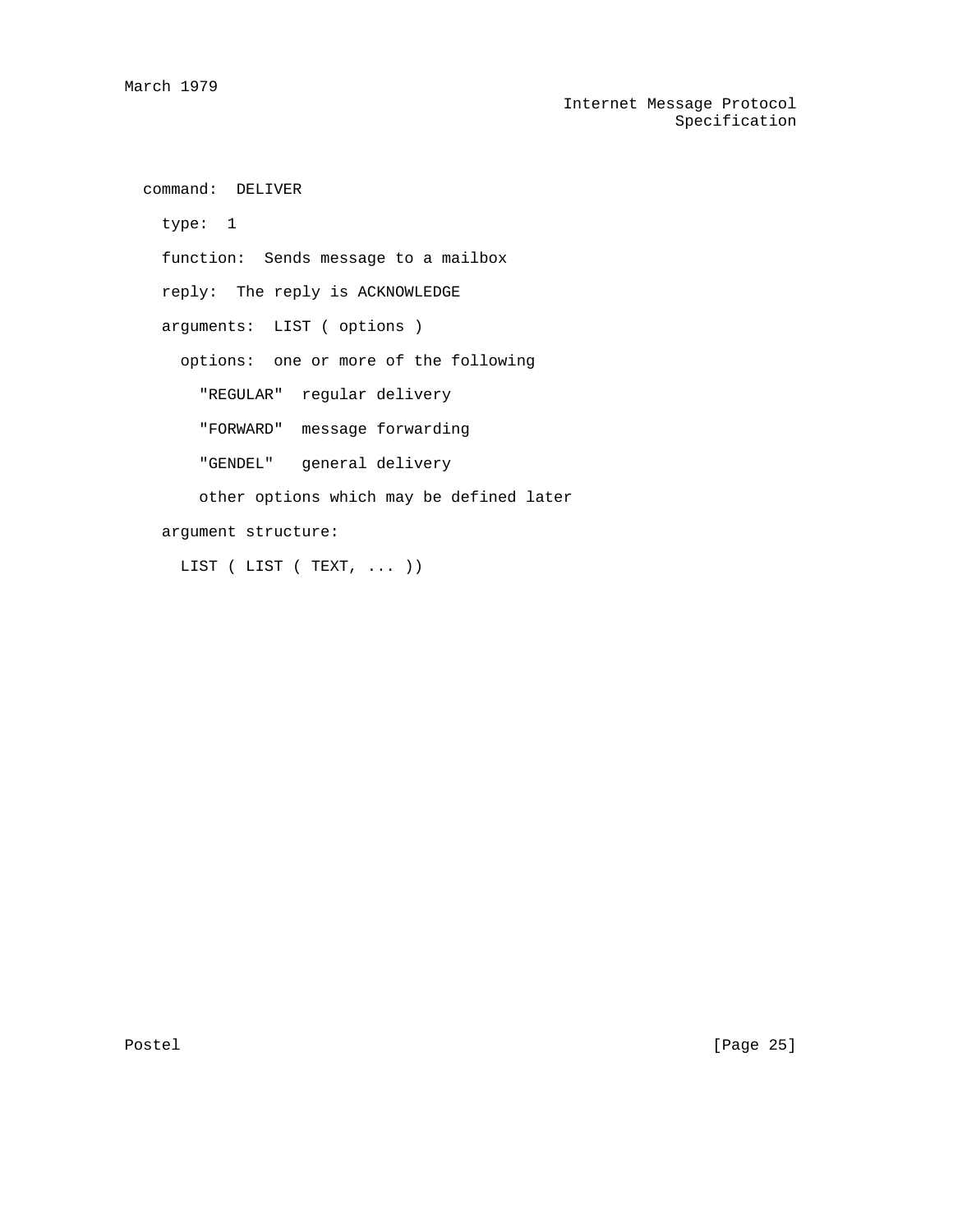command:  DELIVER

type:  1

function:  Sends message to a mailbox

reply:  The reply is ACKNOWLEDGE

arguments:  LIST ( options )

options:  one or more of the following

"REGULAR"  regular delivery

"FORWARD"  message forwarding

"GENDEL"   general delivery

other options which may be defined later

argument structure:

```
LIST ( LIST ( TEXT, ... ))
```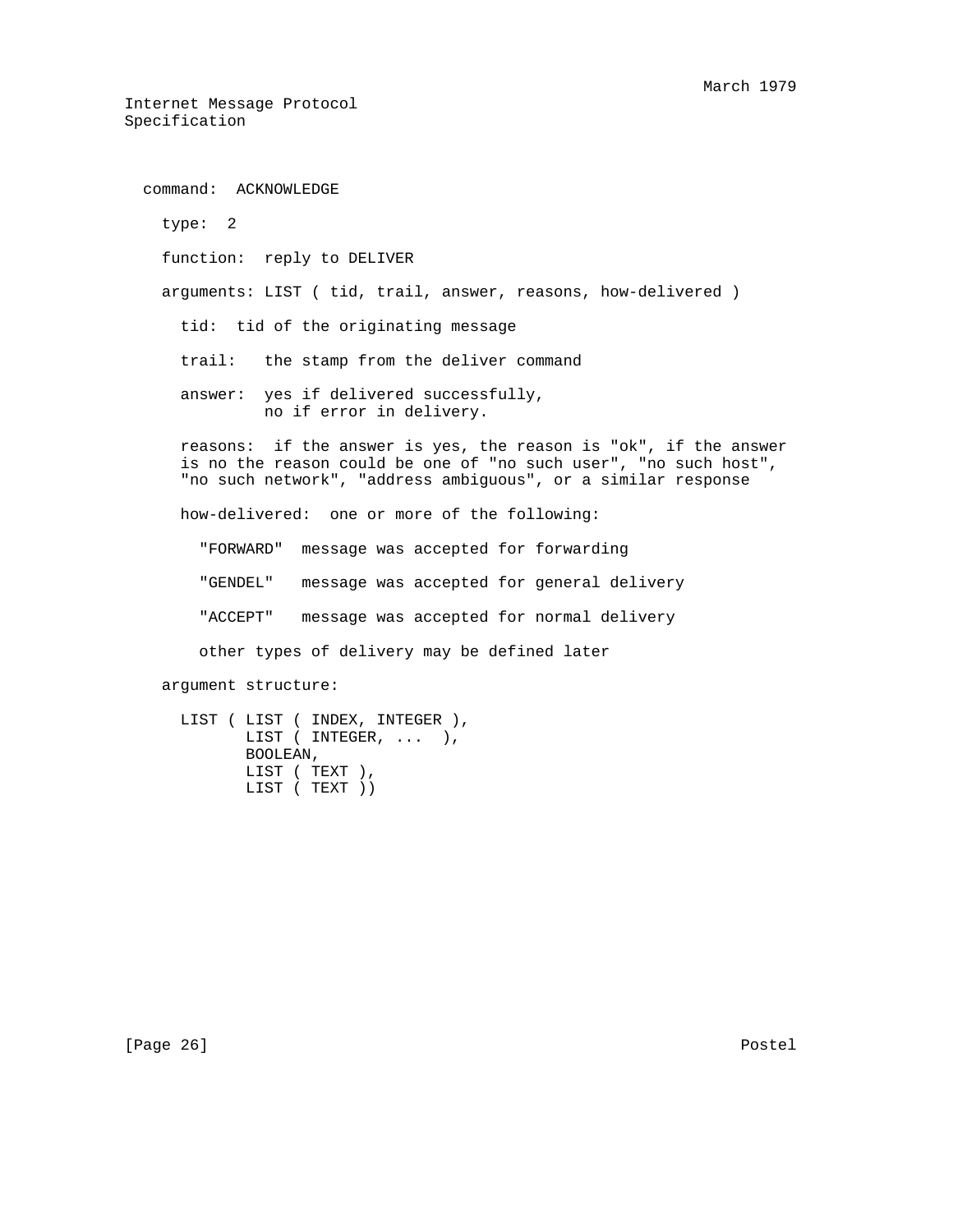command: ACKNOWLEDGE

type: 2

function: reply to DELIVER

arguments: LIST ( tid, trail, answer, reasons, how-delivered )

tid: tid of the originating message

trail: the stamp from the deliver command

answer: yes if delivered successfully,
no if error in delivery.

reasons: if the answer is yes, the reason is "ok", if the answer is no the reason could be one of "no such user", "no such host", "no such network", "address ambiguous", or a similar response

how-delivered: one or more of the following:

"FORWARD" message was accepted for forwarding

"GENDEL" message was accepted for general delivery

"ACCEPT" message was accepted for normal delivery

other types of delivery may be defined later

argument structure:

```
LIST ( LIST ( INDEX, INTEGER ),
       LIST ( INTEGER, ...  ),
       BOOLEAN,
       LIST ( TEXT ),
       LIST ( TEXT ))
```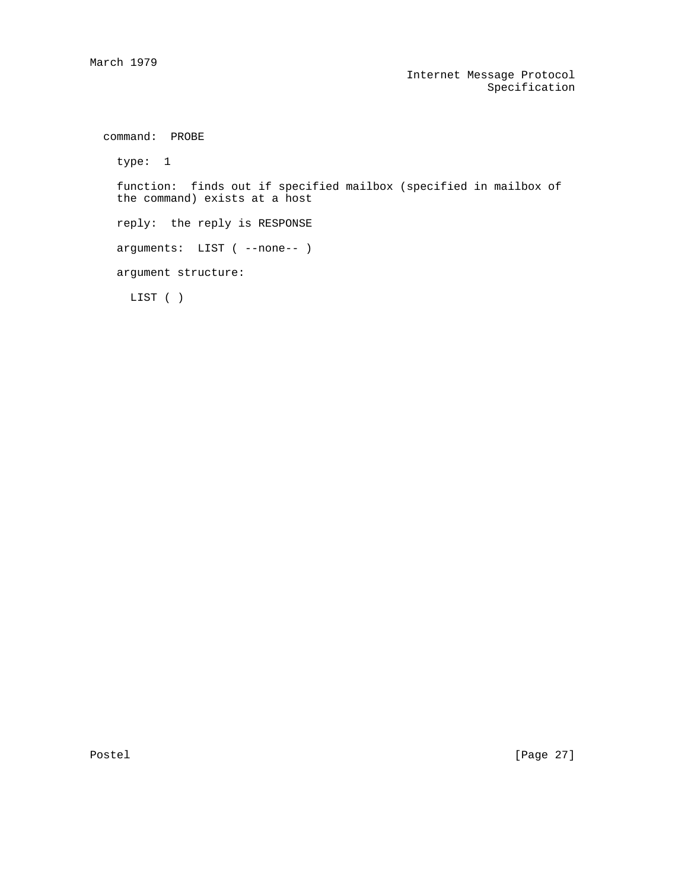command:  PROBE

type:  1

function:  finds out if specified mailbox (specified in mailbox of the command) exists at a host

reply:  the reply is RESPONSE

arguments:  LIST ( --none-- )

argument structure:

```
LIST ( )
```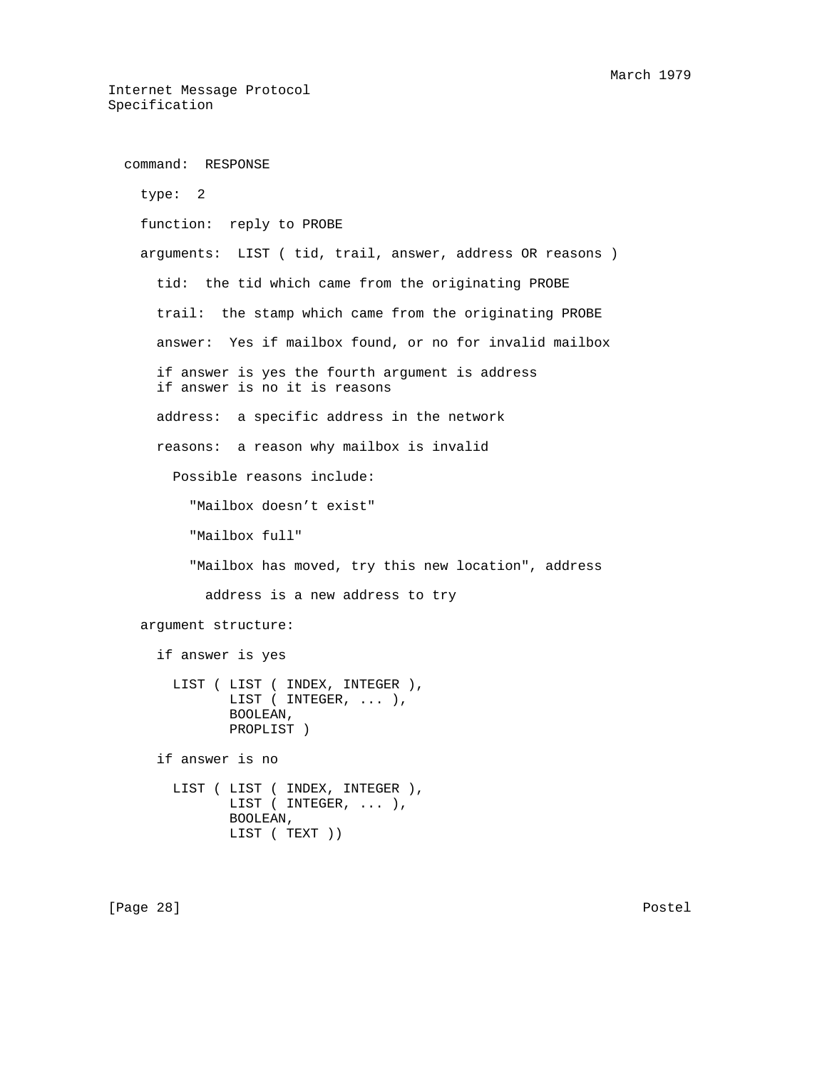command: RESPONSE

type: 2

function: reply to PROBE

arguments: LIST ( tid, trail, answer, address OR reasons )

tid: the tid which came from the originating PROBE

trail: the stamp which came from the originating PROBE

answer: Yes if mailbox found, or no for invalid mailbox

if answer is yes the fourth argument is address
if answer is no it is reasons

address: a specific address in the network

reasons: a reason why mailbox is invalid

Possible reasons include:

"Mailbox doesn't exist"

"Mailbox full"

"Mailbox has moved, try this new location", address

address is a new address to try

argument structure:

if answer is yes

```
LIST ( LIST ( INDEX, INTEGER ),
       LIST ( INTEGER, ... ),
       BOOLEAN,
       PROPLIST )
```

if answer is no

```
LIST ( LIST ( INDEX, INTEGER ),
       LIST ( INTEGER, ... ),
       BOOLEAN,
       LIST ( TEXT ))
```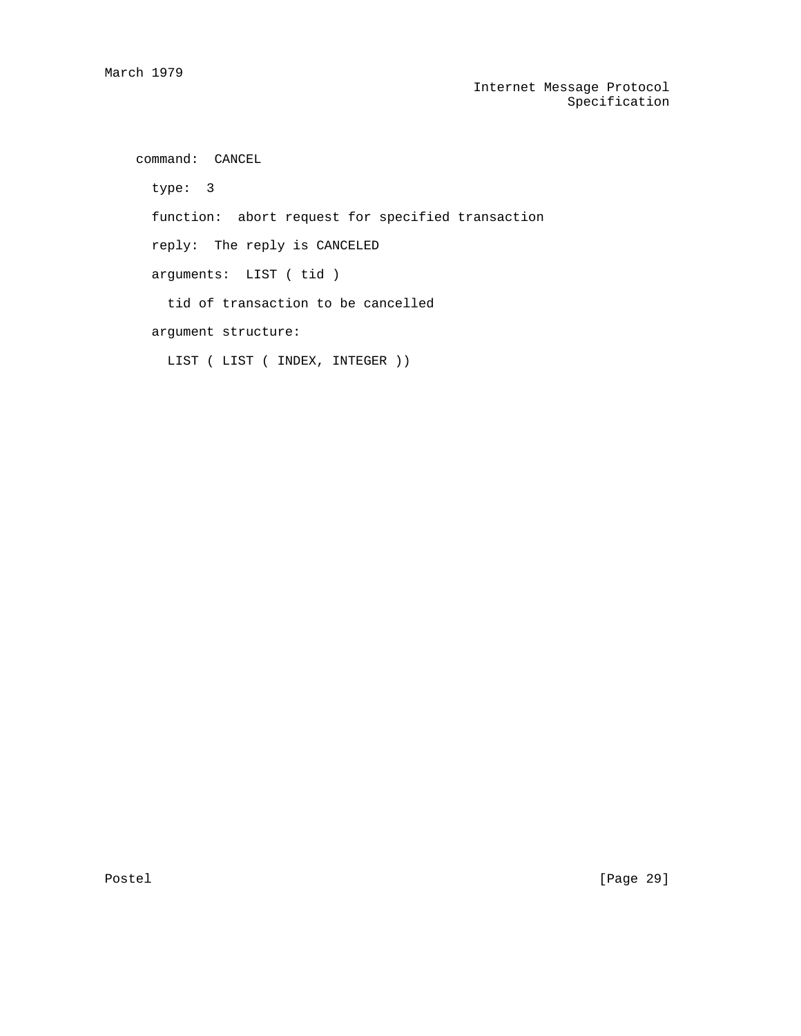command:  CANCEL

type:  3

function:  abort request for specified transaction

reply:  The reply is CANCELED

arguments:  LIST ( tid )

tid of transaction to be cancelled

argument structure:

LIST ( LIST ( INDEX, INTEGER ))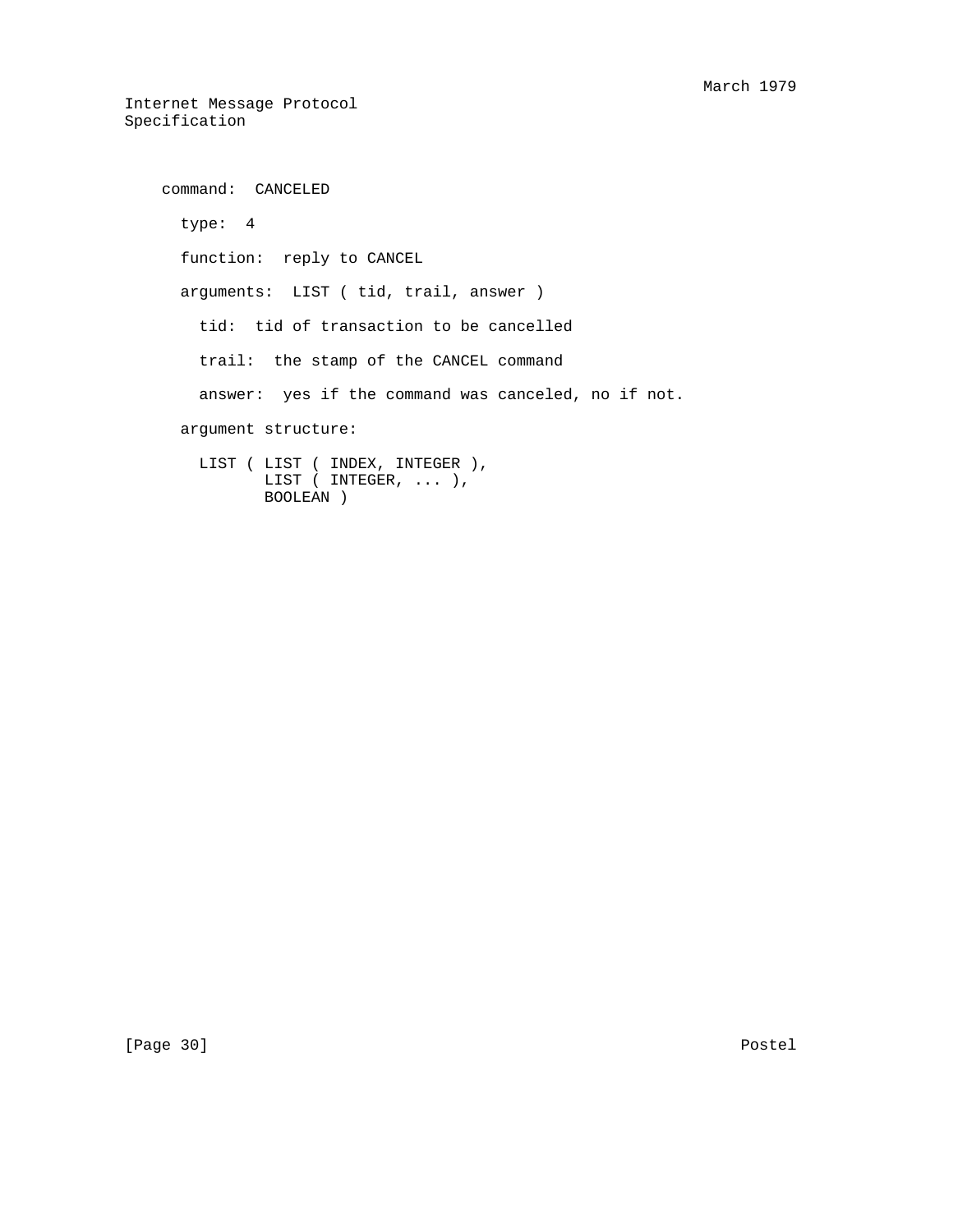command:  CANCELED

type:  4

function:  reply to CANCEL

arguments:  LIST ( tid, trail, answer )

tid:  tid of transaction to be cancelled

trail:  the stamp of the CANCEL command

answer:  yes if the command was canceled, no if not.

argument structure:

```
LIST ( LIST ( INDEX, INTEGER ),
       LIST ( INTEGER, ... ),
       BOOLEAN )
```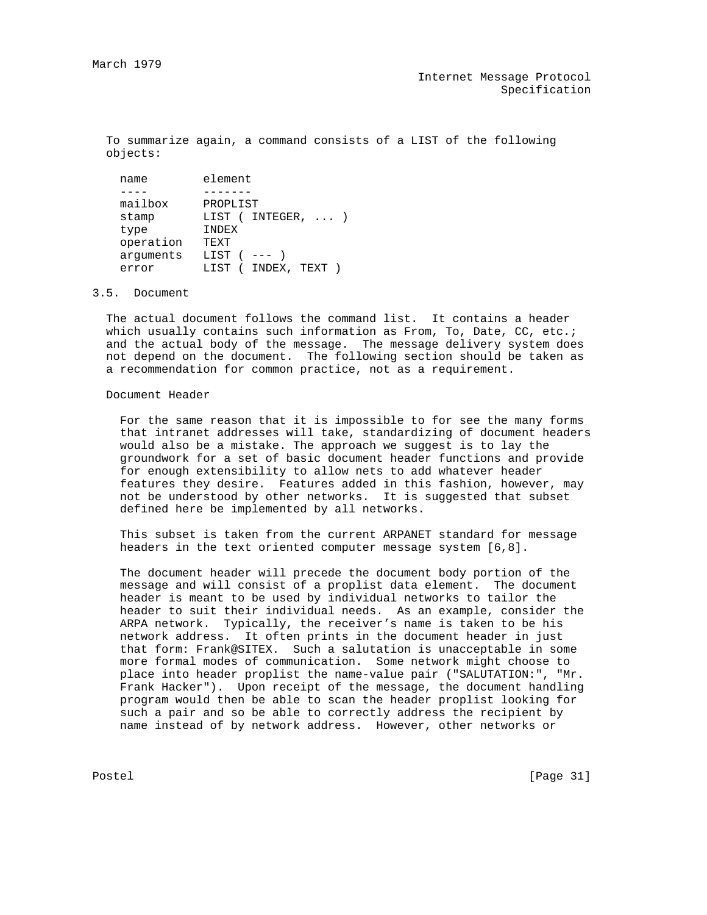To summarize again, a command consists of a LIST of the following objects:

| name | element |
| --- | --- |
| mailbox | PROPLIST |
| stamp | LIST ( INTEGER, ... ) |
| type | INDEX |
| operation | TEXT |
| arguments | LIST ( --- ) |
| error | LIST ( INDEX, TEXT ) |

## 3.5. Document

The actual document follows the command list. It contains a header which usually contains such information as From, To, Date, CC, etc.; and the actual body of the message. The message delivery system does not depend on the document. The following section should be taken as a recommendation for common practice, not as a requirement.

### Document Header

For the same reason that it is impossible to for see the many forms that intranet addresses will take, standardizing of document headers would also be a mistake. The approach we suggest is to lay the groundwork for a set of basic document header functions and provide for enough extensibility to allow nets to add whatever header features they desire. Features added in this fashion, however, may not be understood by other networks. It is suggested that subset defined here be implemented by all networks.

This subset is taken from the current ARPANET standard for message headers in the text oriented computer message system [6,8].

The document header will precede the document body portion of the message and will consist of a proplist data element. The document header is meant to be used by individual networks to tailor the header to suit their individual needs. As an example, consider the ARPA network. Typically, the receiver's name is taken to be his network address. It often prints in the document header in just that form: Frank@SITEX. Such a salutation is unacceptable in some more formal modes of communication. Some network might choose to place into header proplist the name-value pair ("SALUTATION:", "Mr. Frank Hacker"). Upon receipt of the message, the document handling program would then be able to scan the header proplist looking for such a pair and so be able to correctly address the recipient by name instead of by network address. However, other networks or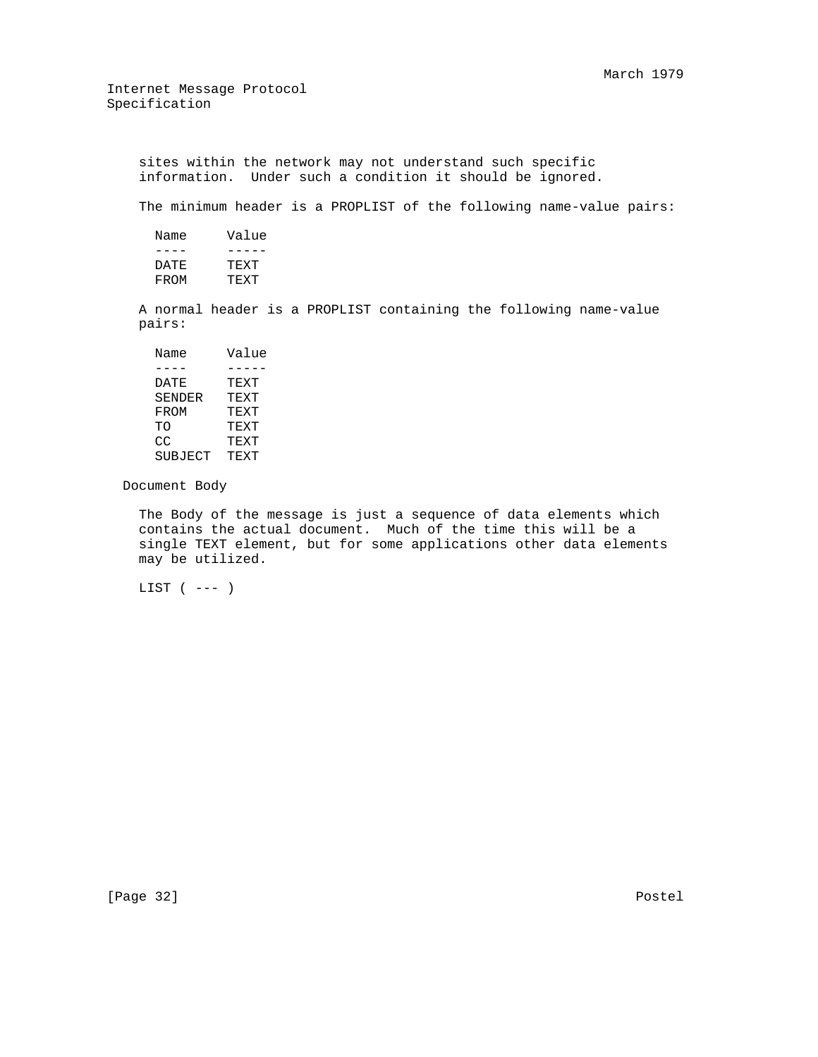sites within the network may not understand such specific information. Under such a condition it should be ignored.

The minimum header is a PROPLIST of the following name-value pairs:

| Name | Value |
|---|---|
| DATE | TEXT |
| FROM | TEXT |

A normal header is a PROPLIST containing the following name-value pairs:

| Name | Value |
|---|---|
| DATE | TEXT |
| SENDER | TEXT |
| FROM | TEXT |
| TO | TEXT |
| CC | TEXT |
| SUBJECT | TEXT |

### Document Body

The Body of the message is just a sequence of data elements which contains the actual document. Much of the time this will be a single TEXT element, but for some applications other data elements may be utilized.

```
LIST ( --- )
```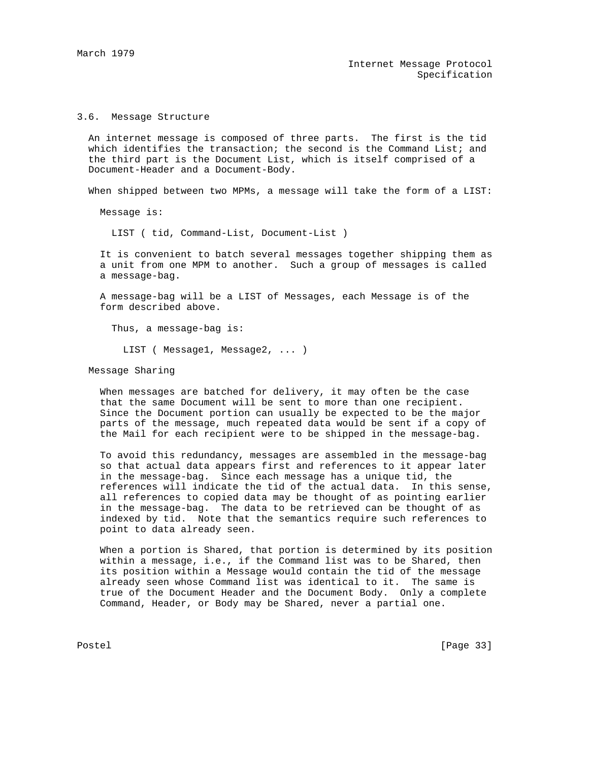### 3.6. Message Structure

An internet message is composed of three parts. The first is the tid which identifies the transaction; the second is the Command List; and the third part is the Document List, which is itself comprised of a Document-Header and a Document-Body.

When shipped between two MPMs, a message will take the form of a LIST:

Message is:

```
LIST ( tid, Command-List, Document-List )
```

It is convenient to batch several messages together shipping them as a unit from one MPM to another. Such a group of messages is called a message-bag.

A message-bag will be a LIST of Messages, each Message is of the form described above.

Thus, a message-bag is:

```
LIST ( Message1, Message2, ... )
```

Message Sharing

When messages are batched for delivery, it may often be the case that the same Document will be sent to more than one recipient. Since the Document portion can usually be expected to be the major parts of the message, much repeated data would be sent if a copy of the Mail for each recipient were to be shipped in the message-bag.

To avoid this redundancy, messages are assembled in the message-bag so that actual data appears first and references to it appear later in the message-bag. Since each message has a unique tid, the references will indicate the tid of the actual data. In this sense, all references to copied data may be thought of as pointing earlier in the message-bag. The data to be retrieved can be thought of as indexed by tid. Note that the semantics require such references to point to data already seen.

When a portion is Shared, that portion is determined by its position within a message, i.e., if the Command list was to be Shared, then its position within a Message would contain the tid of the message already seen whose Command list was identical to it. The same is true of the Document Header and the Document Body. Only a complete Command, Header, or Body may be Shared, never a partial one.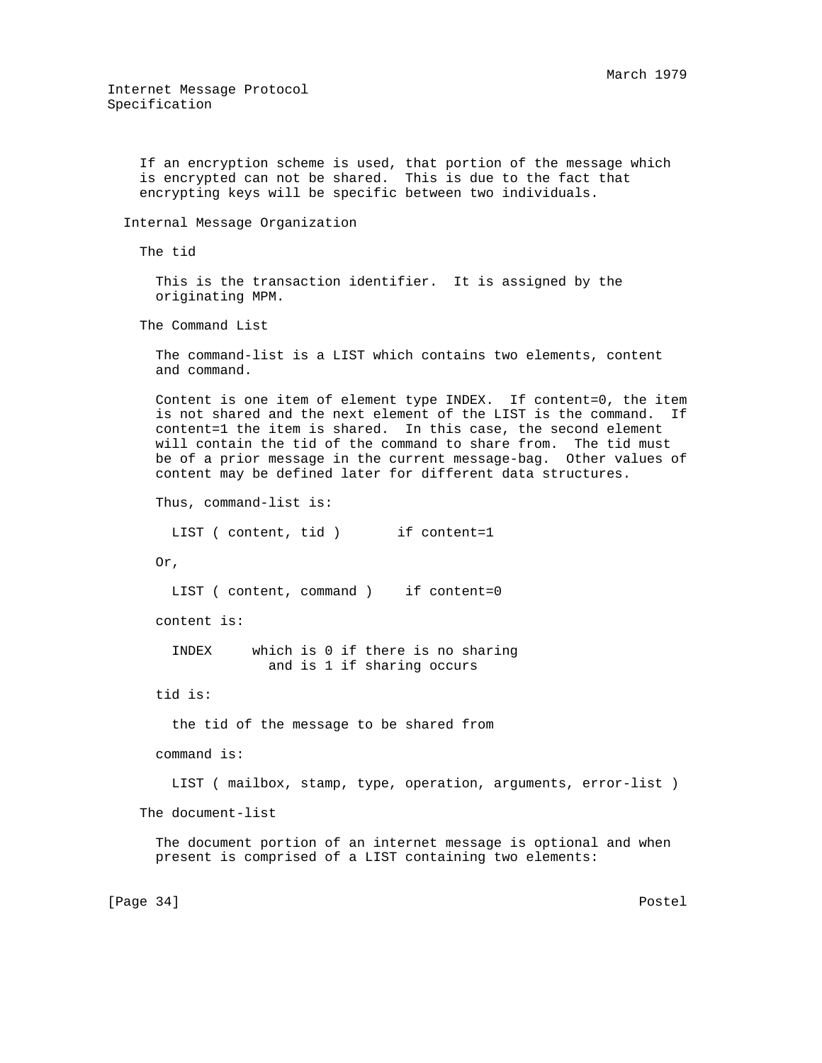If an encryption scheme is used, that portion of the message which is encrypted can not be shared. This is due to the fact that encrypting keys will be specific between two individuals.

## Internal Message Organization

### The tid

This is the transaction identifier. It is assigned by the originating MPM.

### The Command List

The command-list is a LIST which contains two elements, content and command.

Content is one item of element type INDEX. If content=0, the item is not shared and the next element of the LIST is the command. If content=1 the item is shared. In this case, the second element will contain the tid of the command to share from. The tid must be of a prior message in the current message-bag. Other values of content may be defined later for different data structures.

Thus, command-list is:

```
LIST ( content, tid )       if content=1
```

Or,

```
LIST ( content, command )    if content=0
```

content is:

```
INDEX     which is 0 if there is no sharing
            and is 1 if sharing occurs
```

tid is:

```
the tid of the message to be shared from
```

command is:

```
LIST ( mailbox, stamp, type, operation, arguments, error-list )
```

### The document-list

The document portion of an internet message is optional and when present is comprised of a LIST containing two elements: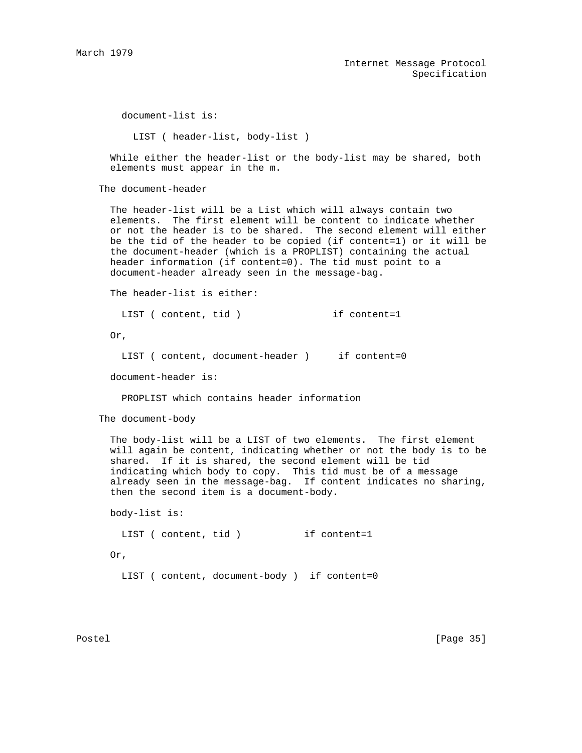document-list is:

```
LIST ( header-list, body-list )
```

While either the header-list or the body-list may be shared, both elements must appear in the m.

### The document-header

The header-list will be a List which will always contain two elements. The first element will be content to indicate whether or not the header is to be shared. The second element will either be the tid of the header to be copied (if content=1) or it will be the document-header (which is a PROPLIST) containing the actual header information (if content=0). The tid must point to a document-header already seen in the message-bag.

The header-list is either:

```
LIST ( content, tid )                if content=1
```

Or,

```
LIST ( content, document-header )     if content=0
```

document-header is:

```
PROPLIST which contains header information
```

### The document-body

The body-list will be a LIST of two elements. The first element will again be content, indicating whether or not the body is to be shared. If it is shared, the second element will be tid indicating which body to copy. This tid must be of a message already seen in the message-bag. If content indicates no sharing, then the second item is a document-body.

body-list is:

```
LIST ( content, tid )           if content=1
```

Or,

```
LIST ( content, document-body )  if content=0
```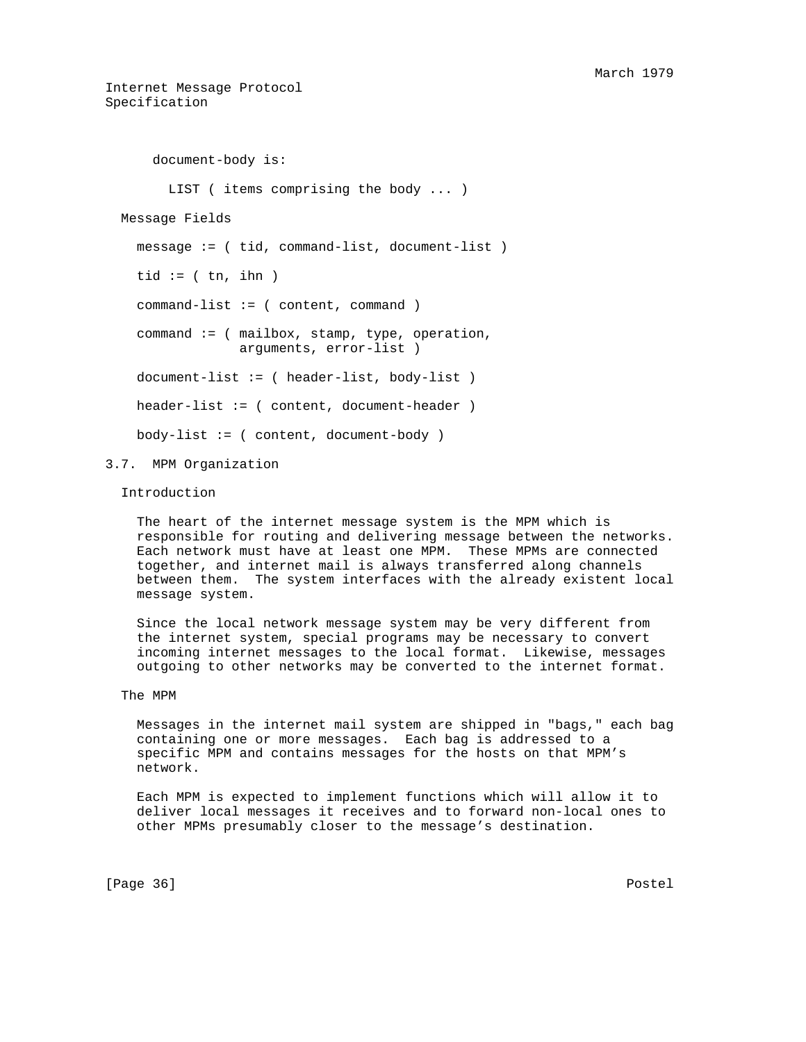document-body is:

```
LIST ( items comprising the body ... )
```

Message Fields

```
message := ( tid, command-list, document-list )

tid := ( tn, ihn )

command-list := ( content, command )

command := ( mailbox, stamp, type, operation,
             arguments, error-list )

document-list := ( header-list, body-list )

header-list := ( content, document-header )

body-list := ( content, document-body )
```

## 3.7. MPM Organization

### Introduction

The heart of the internet message system is the MPM which is responsible for routing and delivering message between the networks. Each network must have at least one MPM. These MPMs are connected together, and internet mail is always transferred along channels between them. The system interfaces with the already existent local message system.

Since the local network message system may be very different from the internet system, special programs may be necessary to convert incoming internet messages to the local format. Likewise, messages outgoing to other networks may be converted to the internet format.

### The MPM

Messages in the internet mail system are shipped in "bags," each bag containing one or more messages. Each bag is addressed to a specific MPM and contains messages for the hosts on that MPM’s network.

Each MPM is expected to implement functions which will allow it to deliver local messages it receives and to forward non-local ones to other MPMs presumably closer to the message’s destination.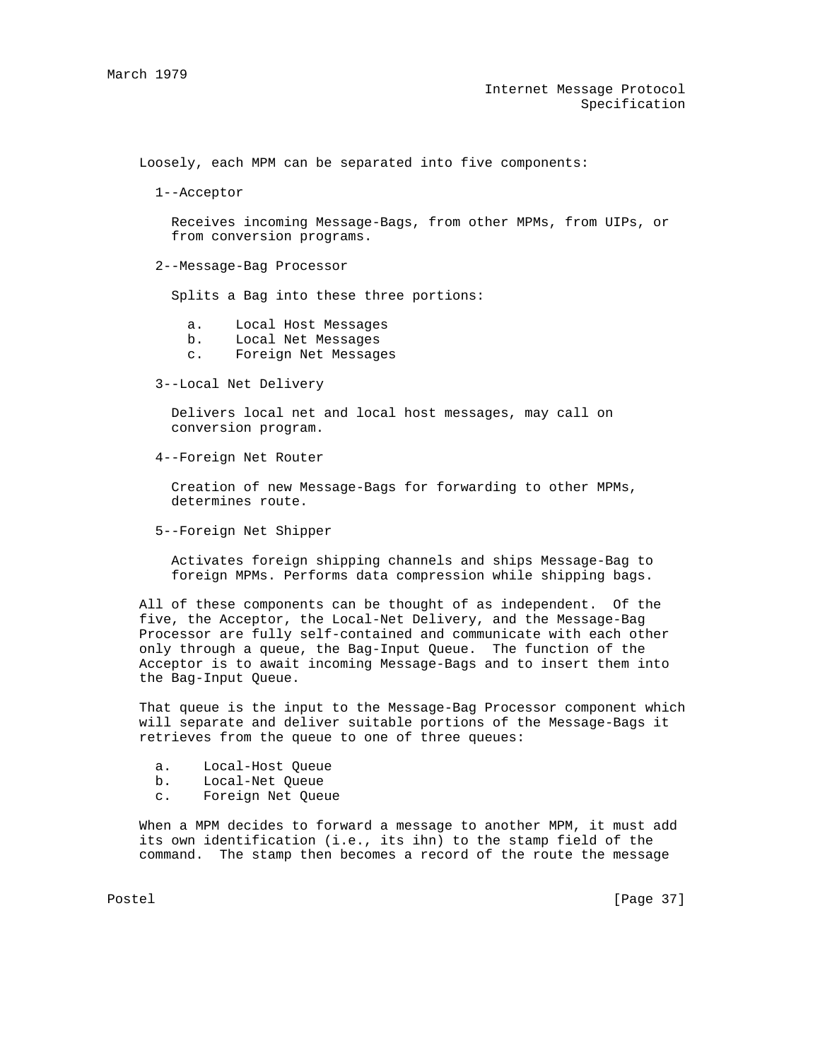Loosely, each MPM can be separated into five components:

1--Acceptor

Receives incoming Message-Bags, from other MPMs, from UIPs, or from conversion programs.

2--Message-Bag Processor

Splits a Bag into these three portions:

a. Local Host Messages
b. Local Net Messages
c. Foreign Net Messages

3--Local Net Delivery

Delivers local net and local host messages, may call on conversion program.

4--Foreign Net Router

Creation of new Message-Bags for forwarding to other MPMs, determines route.

5--Foreign Net Shipper

Activates foreign shipping channels and ships Message-Bag to foreign MPMs. Performs data compression while shipping bags.

All of these components can be thought of as independent. Of the five, the Acceptor, the Local-Net Delivery, and the Message-Bag Processor are fully self-contained and communicate with each other only through a queue, the Bag-Input Queue. The function of the Acceptor is to await incoming Message-Bags and to insert them into the Bag-Input Queue.

That queue is the input to the Message-Bag Processor component which will separate and deliver suitable portions of the Message-Bags it retrieves from the queue to one of three queues:

a. Local-Host Queue
b. Local-Net Queue
c. Foreign Net Queue

When a MPM decides to forward a message to another MPM, it must add its own identification (i.e., its ihn) to the stamp field of the command. The stamp then becomes a record of the route the message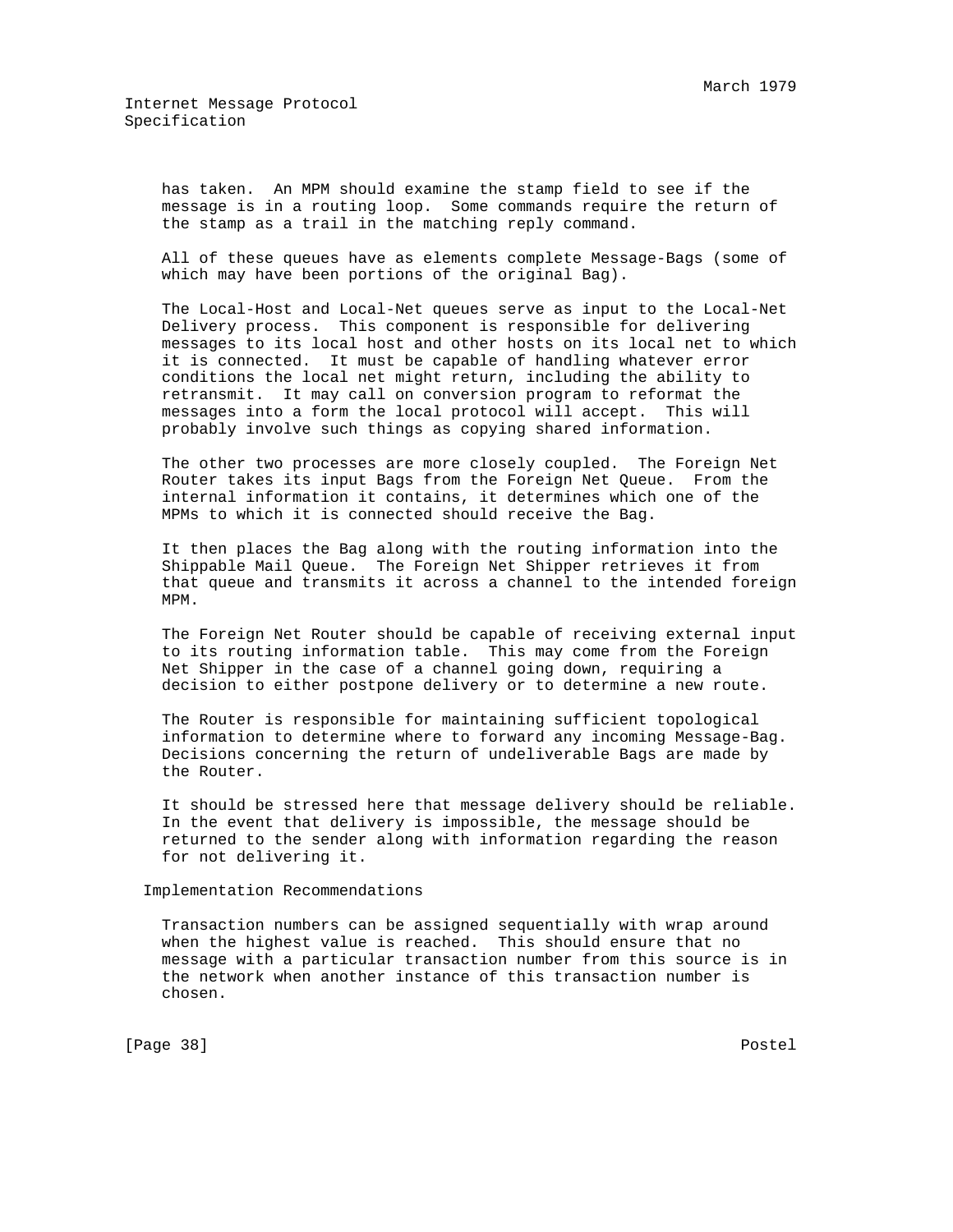has taken. An MPM should examine the stamp field to see if the message is in a routing loop. Some commands require the return of the stamp as a trail in the matching reply command.

All of these queues have as elements complete Message-Bags (some of which may have been portions of the original Bag).

The Local-Host and Local-Net queues serve as input to the Local-Net Delivery process. This component is responsible for delivering messages to its local host and other hosts on its local net to which it is connected. It must be capable of handling whatever error conditions the local net might return, including the ability to retransmit. It may call on conversion program to reformat the messages into a form the local protocol will accept. This will probably involve such things as copying shared information.

The other two processes are more closely coupled. The Foreign Net Router takes its input Bags from the Foreign Net Queue. From the internal information it contains, it determines which one of the MPMs to which it is connected should receive the Bag.

It then places the Bag along with the routing information into the Shippable Mail Queue. The Foreign Net Shipper retrieves it from that queue and transmits it across a channel to the intended foreign MPM.

The Foreign Net Router should be capable of receiving external input to its routing information table. This may come from the Foreign Net Shipper in the case of a channel going down, requiring a decision to either postpone delivery or to determine a new route.

The Router is responsible for maintaining sufficient topological information to determine where to forward any incoming Message-Bag. Decisions concerning the return of undeliverable Bags are made by the Router.

It should be stressed here that message delivery should be reliable. In the event that delivery is impossible, the message should be returned to the sender along with information regarding the reason for not delivering it.

### Implementation Recommendations

Transaction numbers can be assigned sequentially with wrap around when the highest value is reached. This should ensure that no message with a particular transaction number from this source is in the network when another instance of this transaction number is chosen.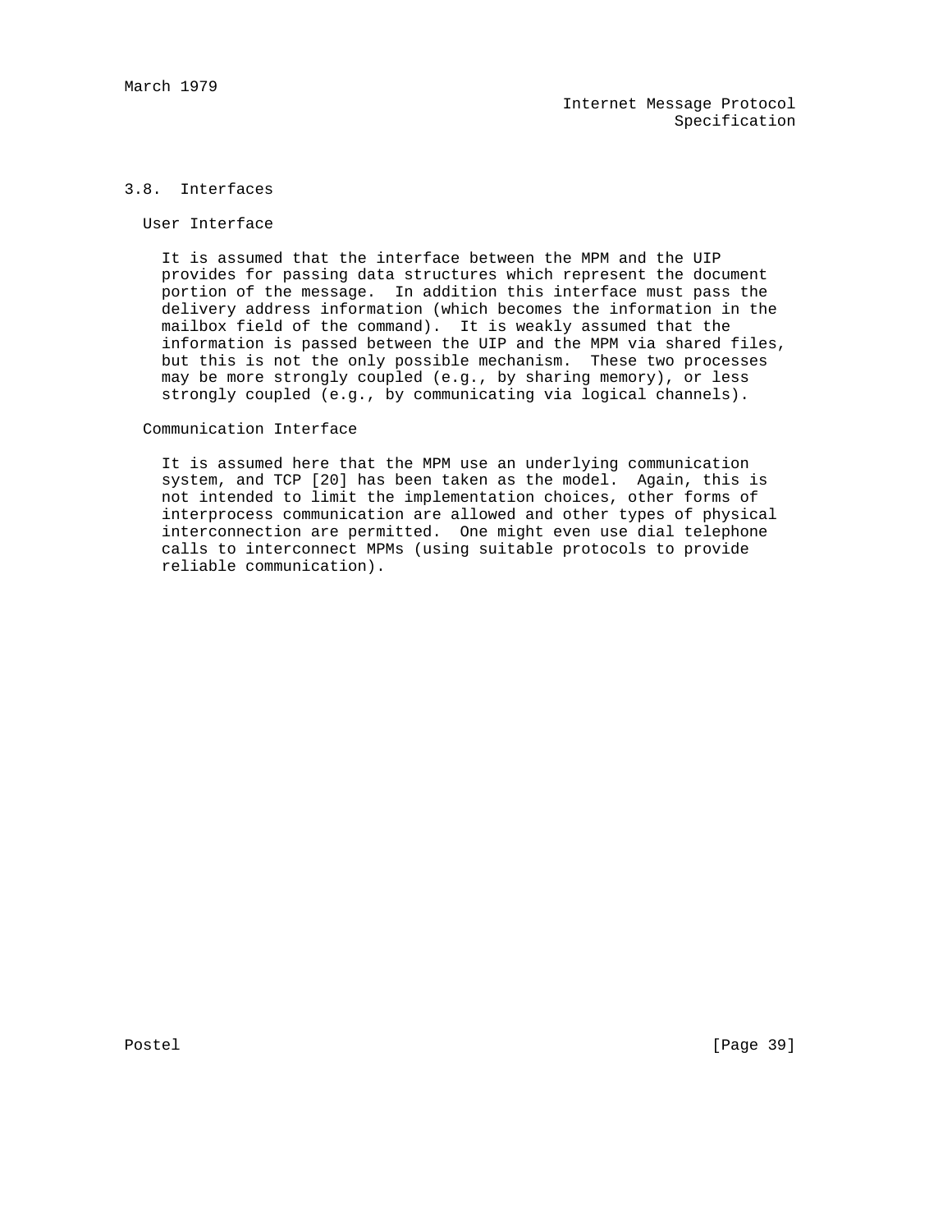### 3.8. Interfaces

#### User Interface

It is assumed that the interface between the MPM and the UIP provides for passing data structures which represent the document portion of the message. In addition this interface must pass the delivery address information (which becomes the information in the mailbox field of the command). It is weakly assumed that the information is passed between the UIP and the MPM via shared files, but this is not the only possible mechanism. These two processes may be more strongly coupled (e.g., by sharing memory), or less strongly coupled (e.g., by communicating via logical channels).

#### Communication Interface

It is assumed here that the MPM use an underlying communication system, and TCP [20] has been taken as the model. Again, this is not intended to limit the implementation choices, other forms of interprocess communication are allowed and other types of physical interconnection are permitted. One might even use dial telephone calls to interconnect MPMs (using suitable protocols to provide reliable communication).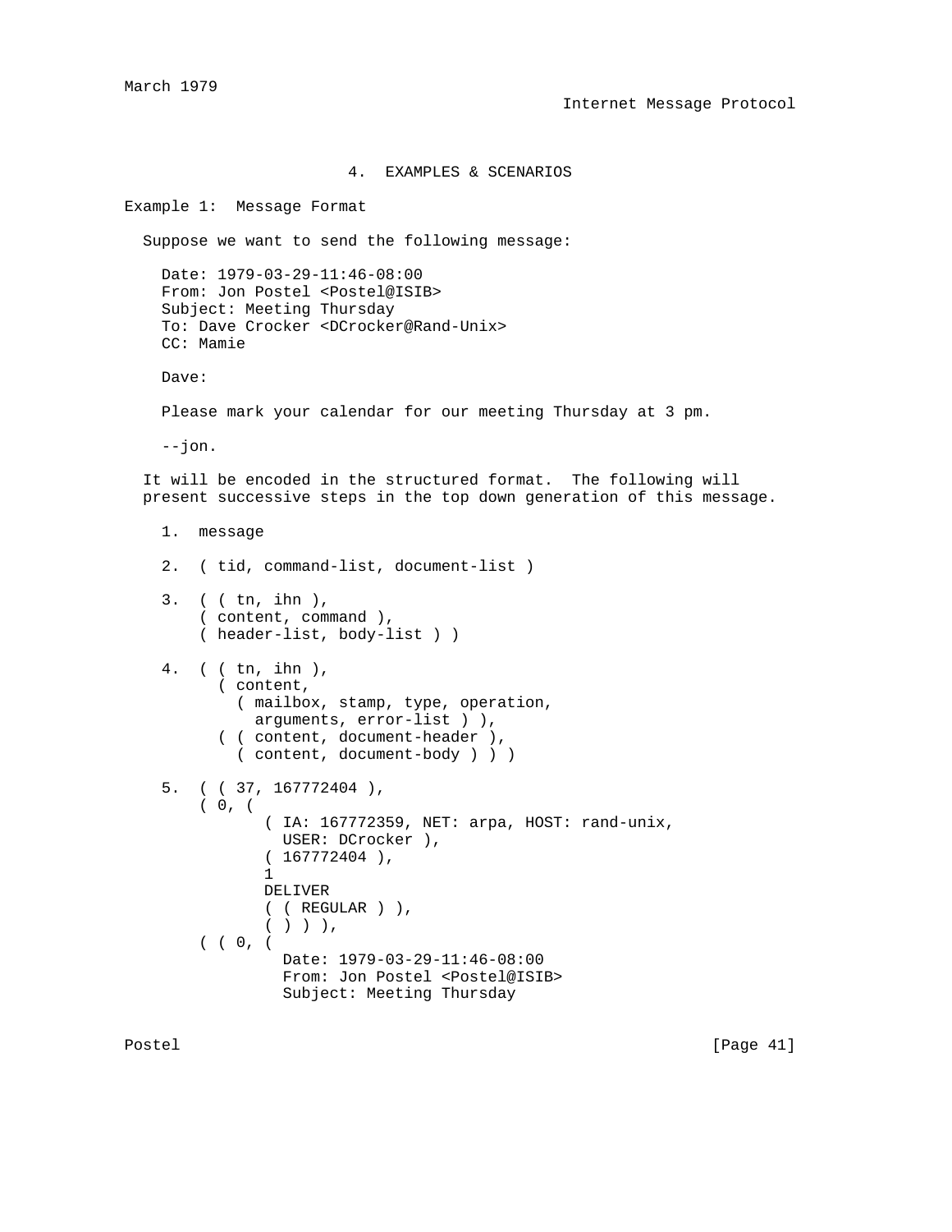# 4. EXAMPLES & SCENARIOS

## Example 1: Message Format

Suppose we want to send the following message:

```
Date: 1979-03-29-11:46-08:00
From: Jon Postel <Postel@ISIB>
Subject: Meeting Thursday
To: Dave Crocker <DCrocker@Rand-Unix>
CC: Mamie

Dave:

Please mark your calendar for our meeting Thursday at 3 pm.

--jon.
```

It will be encoded in the structured format. The following will present successive steps in the top down generation of this message.

```
1.  message

2.  ( tid, command-list, document-list )

3.  ( ( tn, ihn ),
    ( content, command ),
    ( header-list, body-list ) )

4.  ( ( tn, ihn ),
      ( content,
        ( mailbox, stamp, type, operation,
          arguments, error-list ) ),
      ( ( content, document-header ),
        ( content, document-body ) ) )

5.  ( ( 37, 167772404 ),
    ( 0, (
          ( IA: 167772359, NET: arpa, HOST: rand-unix,
            USER: DCrocker ),
          ( 167772404 ),
          1
          DELIVER
          ( ( REGULAR ) ),
          ( ) ) ),
    ( ( 0, (
            Date: 1979-03-29-11:46-08:00
            From: Jon Postel <Postel@ISIB>
            Subject: Meeting Thursday
```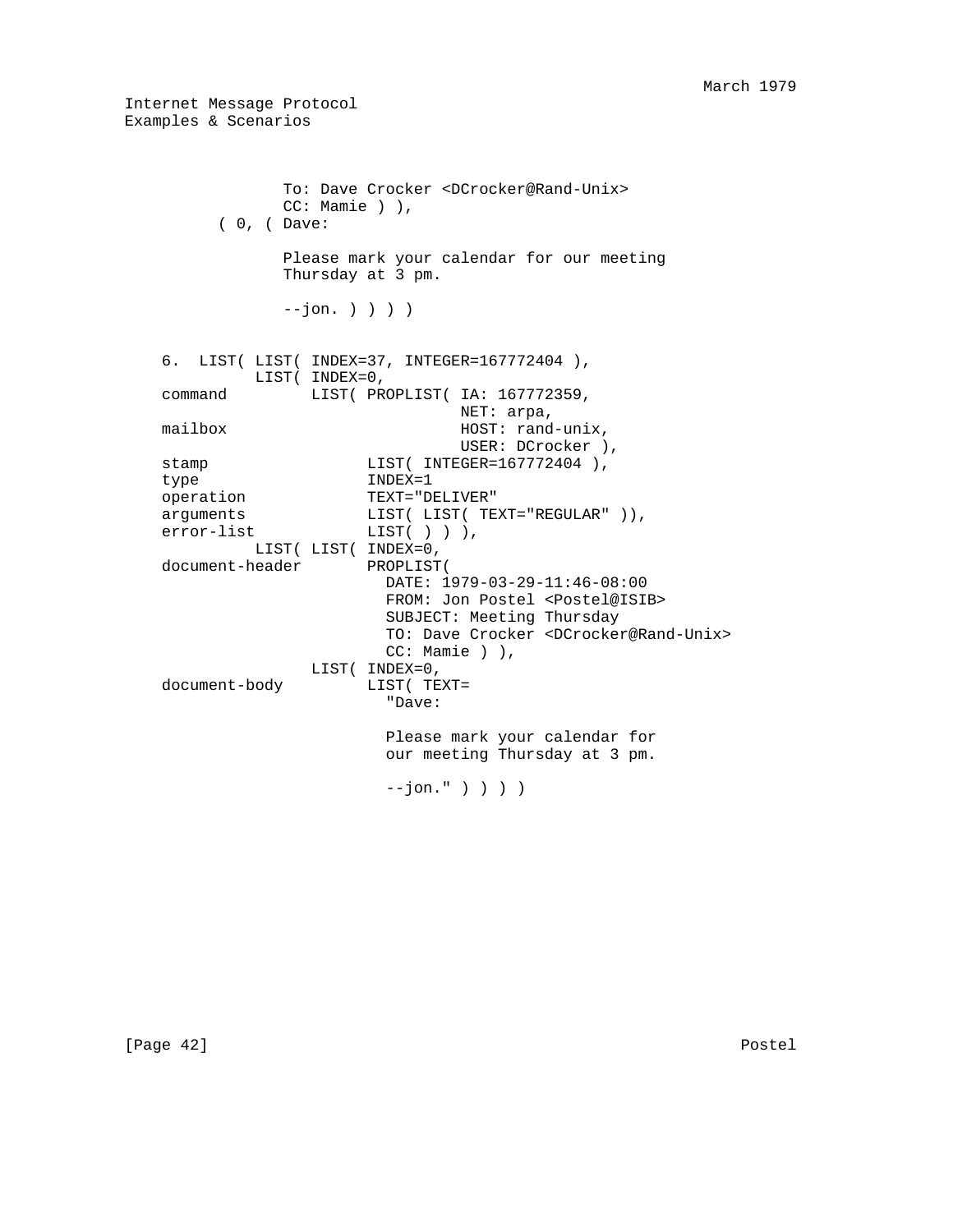```
                To: Dave Crocker <DCrocker@Rand-Unix>
                CC: Mamie ) ),
          ( 0, ( Dave:

                Please mark your calendar for our meeting
                Thursday at 3 pm.

                --jon. ) ) ) )


    6.  LIST( LIST( INDEX=37, INTEGER=167772404 ),
              LIST( INDEX=0,
    command         LIST( PROPLIST( IA: 167772359,
                                    NET: arpa,
    mailbox                         HOST: rand-unix,
                                    USER: DCrocker ),
    stamp                 LIST( INTEGER=167772404 ),
    type                  INDEX=1
    operation             TEXT="DELIVER"
    arguments             LIST( LIST( TEXT="REGULAR" )),
    error-list            LIST( ) ) ),
              LIST( LIST( INDEX=0,
    document-header       PROPLIST(
                            DATE: 1979-03-29-11:46-08:00
                            FROM: Jon Postel <Postel@ISIB>
                            SUBJECT: Meeting Thursday
                            TO: Dave Crocker <DCrocker@Rand-Unix>
                            CC: Mamie ) ),
                    LIST( INDEX=0,
    document-body         LIST( TEXT=
                            "Dave:

                            Please mark your calendar for
                            our meeting Thursday at 3 pm.

                            --jon." ) ) ) )
```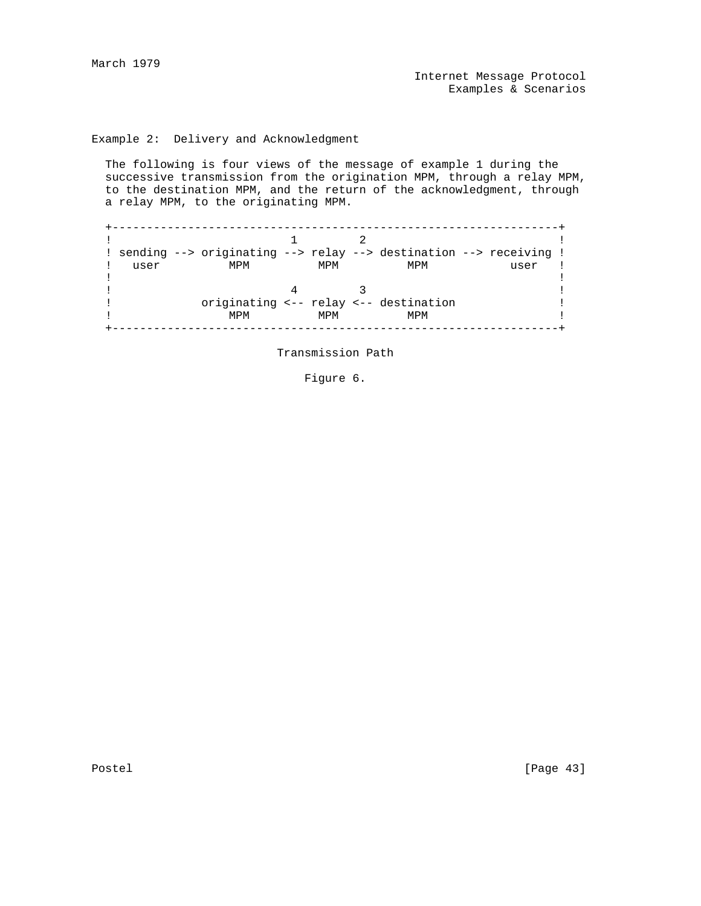## Example 2: Delivery and Acknowledgment

The following is four views of the message of example 1 during the successive transmission from the origination MPM, through a relay MPM, to the destination MPM, and the return of the acknowledgment, through a relay MPM, to the originating MPM.

```
+----------------------------------------------------------------+
!                          1        2                             !
! sending --> originating --> relay --> destination --> receiving !
!   user          MPM          MPM          MPM            user   !
!                                                                 !
!                          4        3                             !
!             originating <-- relay <-- destination               !
!                 MPM          MPM          MPM                   !
+----------------------------------------------------------------+
```

Transmission Path

Figure 6.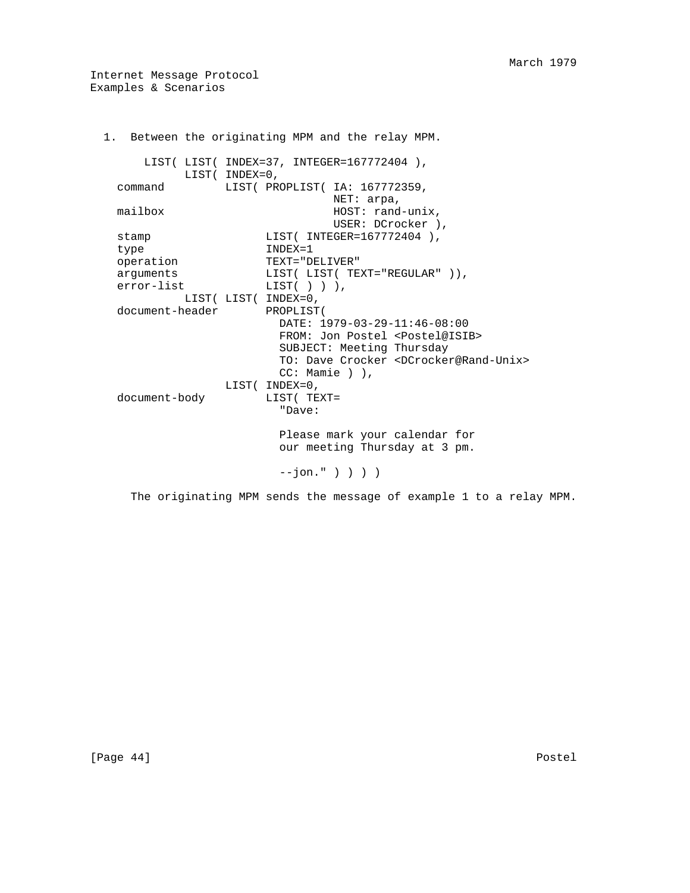1. Between the originating MPM and the relay MPM.

```
     LIST( LIST( INDEX=37, INTEGER=167772404 ),
           LIST( INDEX=0,
command          LIST( PROPLIST( IA: 167772359,
                                 NET: arpa,
mailbox                          HOST: rand-unix,
                                 USER: DCrocker ),
stamp                  LIST( INTEGER=167772404 ),
type                   INDEX=1
operation              TEXT="DELIVER"
arguments              LIST( LIST( TEXT="REGULAR" )),
error-list             LIST( ) ) ),
           LIST( LIST( INDEX=0,
document-header        PROPLIST(
                         DATE: 1979-03-29-11:46-08:00
                         FROM: Jon Postel <Postel@ISIB>
                         SUBJECT: Meeting Thursday
                         TO: Dave Crocker <DCrocker@Rand-Unix>
                         CC: Mamie ) ),
                 LIST( INDEX=0,
document-body          LIST( TEXT=
                         "Dave:

                         Please mark your calendar for
                         our meeting Thursday at 3 pm.

                         --jon." ) ) ) )
```

The originating MPM sends the message of example 1 to a relay MPM.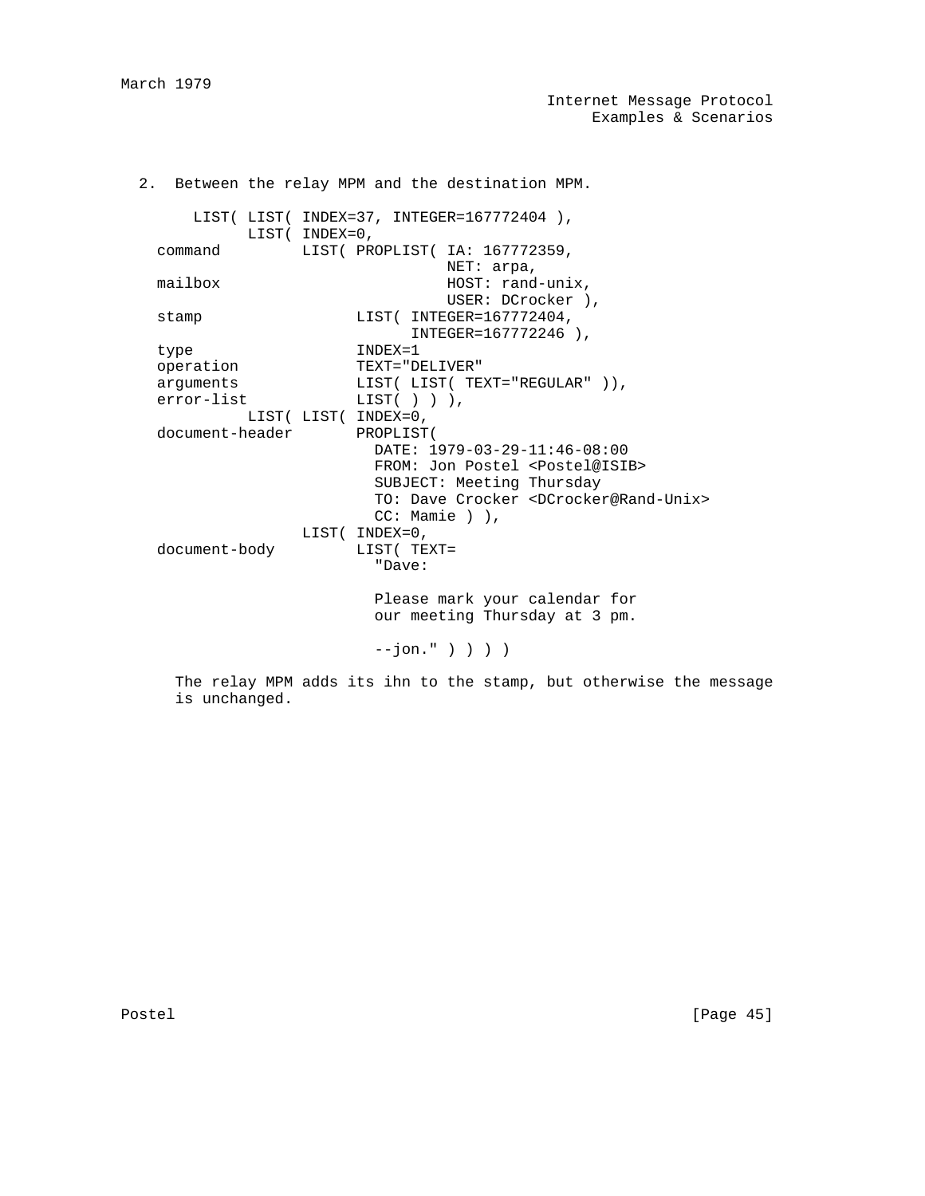2. Between the relay MPM and the destination MPM.

```
        LIST( LIST( INDEX=37, INTEGER=167772404 ),
              LIST( INDEX=0,
  command         LIST( PROPLIST( IA: 167772359,
                                  NET: arpa,
  mailbox                         HOST: rand-unix,
                                  USER: DCrocker ),
  stamp                 LIST( INTEGER=167772404,
                              INTEGER=167772246 ),
  type                  INDEX=1
  operation             TEXT="DELIVER"
  arguments             LIST( LIST( TEXT="REGULAR" )),
  error-list            LIST( ) ) ),
              LIST( LIST( INDEX=0,
  document-header       PROPLIST(
                          DATE: 1979-03-29-11:46-08:00
                          FROM: Jon Postel <Postel@ISIB>
                          SUBJECT: Meeting Thursday
                          TO: Dave Crocker <DCrocker@Rand-Unix>
                          CC: Mamie ) ),
                  LIST( INDEX=0,
  document-body         LIST( TEXT=
                          "Dave:

                          Please mark your calendar for
                          our meeting Thursday at 3 pm.

                          --jon." ) ) ) )
```

The relay MPM adds its ihn to the stamp, but otherwise the message is unchanged.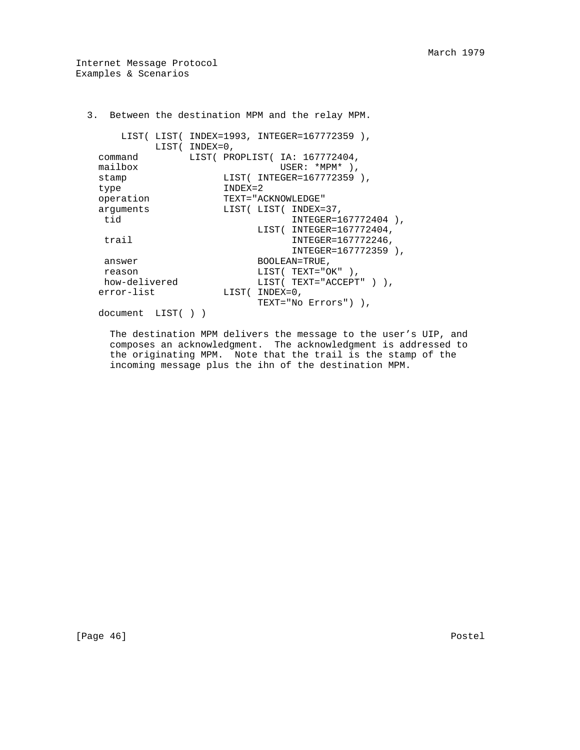3. Between the destination MPM and the relay MPM.

```
        LIST( LIST( INDEX=1993, INTEGER=167772359 ),
              LIST( INDEX=0,
    command         LIST( PROPLIST( IA: 167772404,
    mailbox                         USER: *MPM* ),
    stamp                 LIST( INTEGER=167772359 ),
    type                  INDEX=2
    operation             TEXT="ACKNOWLEDGE"
    arguments             LIST( LIST( INDEX=37,
     tid                                INTEGER=167772404 ),
                                LIST( INTEGER=167772404,
     trail                              INTEGER=167772246,
                                        INTEGER=167772359 ),
     answer                     BOOLEAN=TRUE,
     reason                     LIST( TEXT="OK" ),
     how-delivered              LIST( TEXT="ACCEPT" ) ),
    error-list            LIST( INDEX=0,
                                TEXT="No Errors") ),
    document  LIST( ) )
```

The destination MPM delivers the message to the user's UIP, and composes an acknowledgment. The acknowledgment is addressed to the originating MPM. Note that the trail is the stamp of the incoming message plus the ihn of the destination MPM.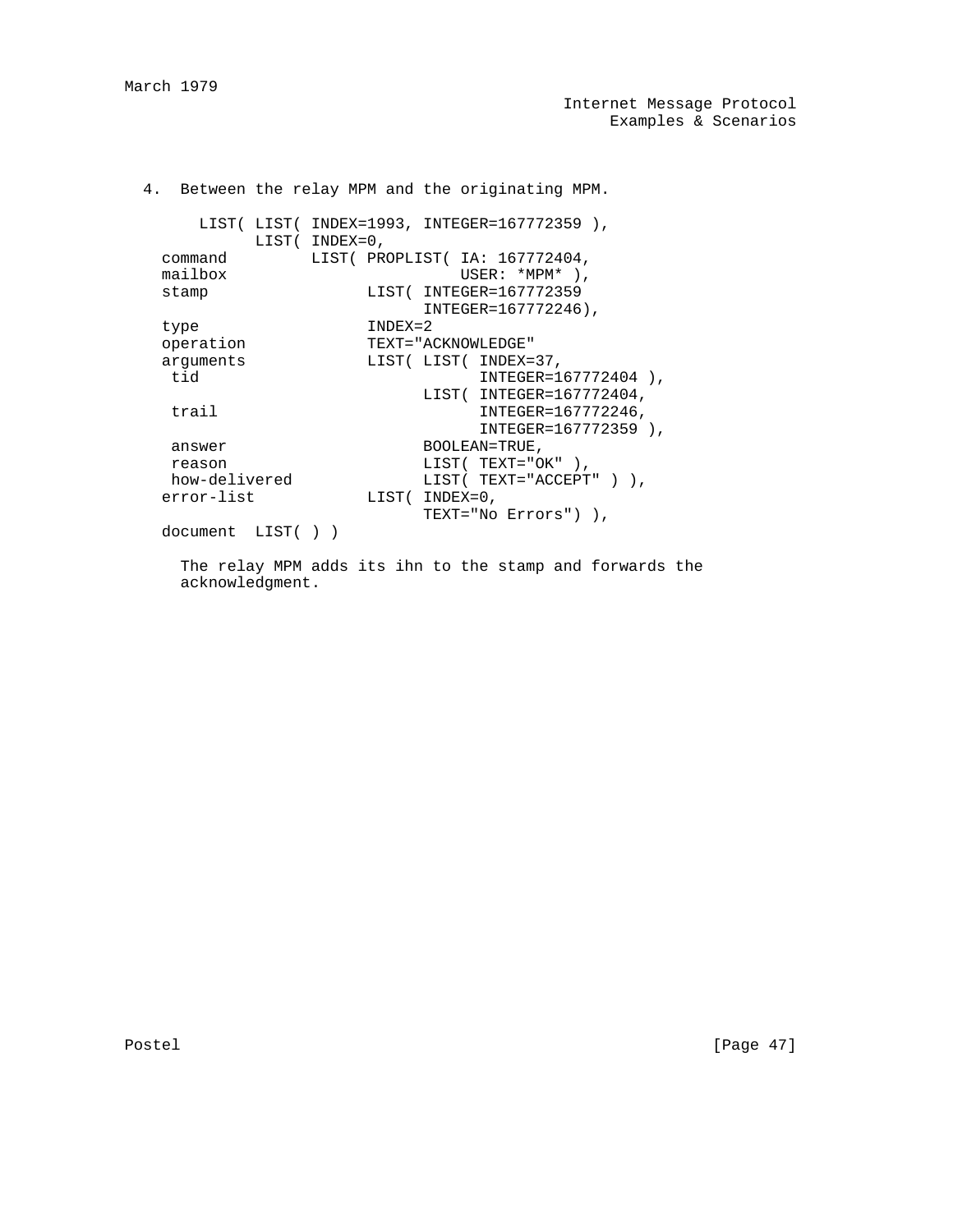4. Between the relay MPM and the originating MPM.

```
     LIST( LIST( INDEX=1993, INTEGER=167772359 ),
           LIST( INDEX=0,
command          LIST( PROPLIST( IA: 167772404,
mailbox                          USER: *MPM* ),
stamp                  LIST( INTEGER=167772359
                              INTEGER=167772246),
type                   INDEX=2
operation              TEXT="ACKNOWLEDGE"
arguments              LIST( LIST( INDEX=37,
 tid                                INTEGER=167772404 ),
                             LIST( INTEGER=167772404,
 trail                              INTEGER=167772246,
                                    INTEGER=167772359 ),
 answer                      BOOLEAN=TRUE,
 reason                      LIST( TEXT="OK" ),
 how-delivered               LIST( TEXT="ACCEPT" ) ),
error-list             LIST( INDEX=0,
                             TEXT="No Errors") ),
document  LIST( ) )
```

The relay MPM adds its ihn to the stamp and forwards the acknowledgment.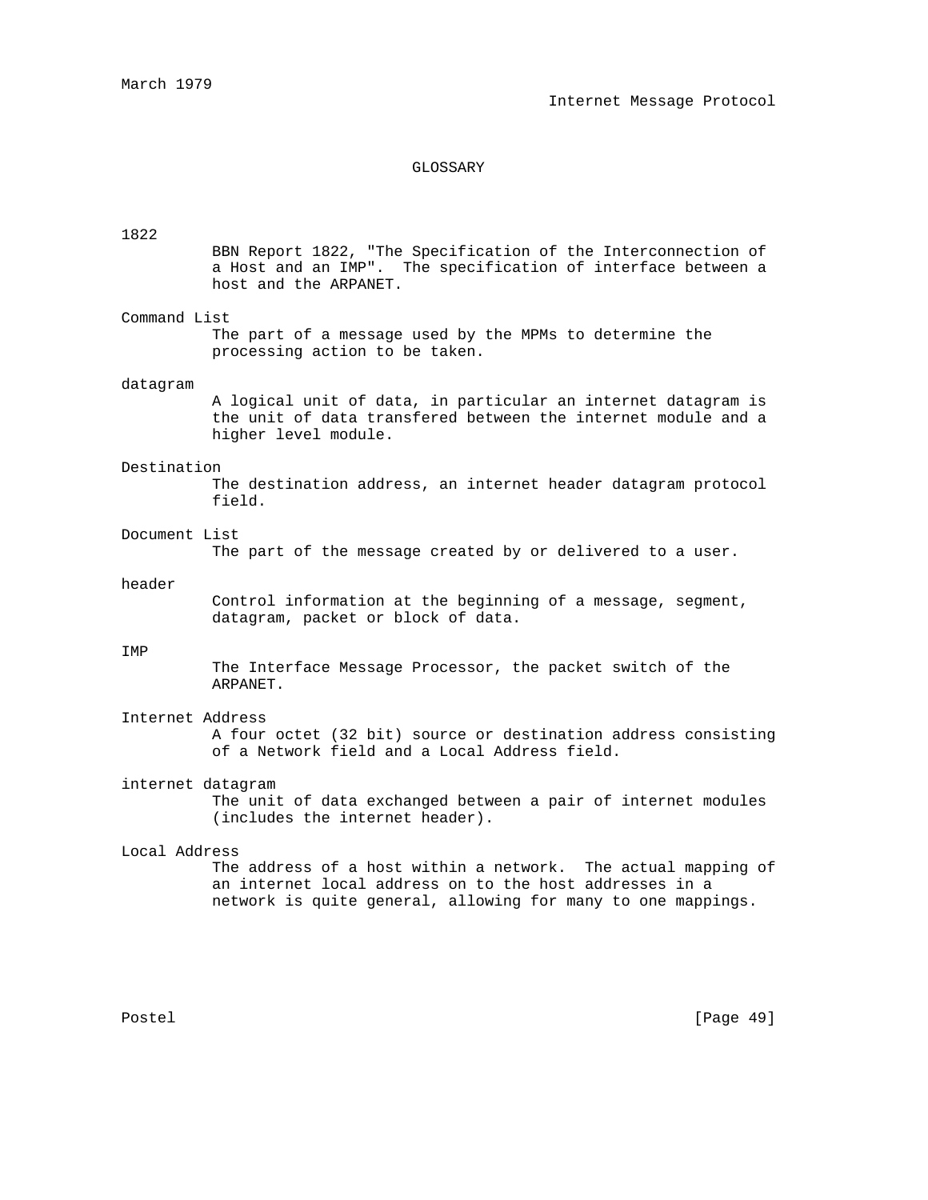# GLOSSARY

1822

BBN Report 1822, "The Specification of the Interconnection of a Host and an IMP". The specification of interface between a host and the ARPANET.

Command List

The part of a message used by the MPMs to determine the processing action to be taken.

datagram

A logical unit of data, in particular an internet datagram is the unit of data transfered between the internet module and a higher level module.

Destination

The destination address, an internet header datagram protocol field.

Document List

The part of the message created by or delivered to a user.

header

Control information at the beginning of a message, segment, datagram, packet or block of data.

IMP

The Interface Message Processor, the packet switch of the ARPANET.

Internet Address

A four octet (32 bit) source or destination address consisting of a Network field and a Local Address field.

internet datagram

The unit of data exchanged between a pair of internet modules (includes the internet header).

Local Address

The address of a host within a network. The actual mapping of an internet local address on to the host addresses in a network is quite general, allowing for many to one mappings.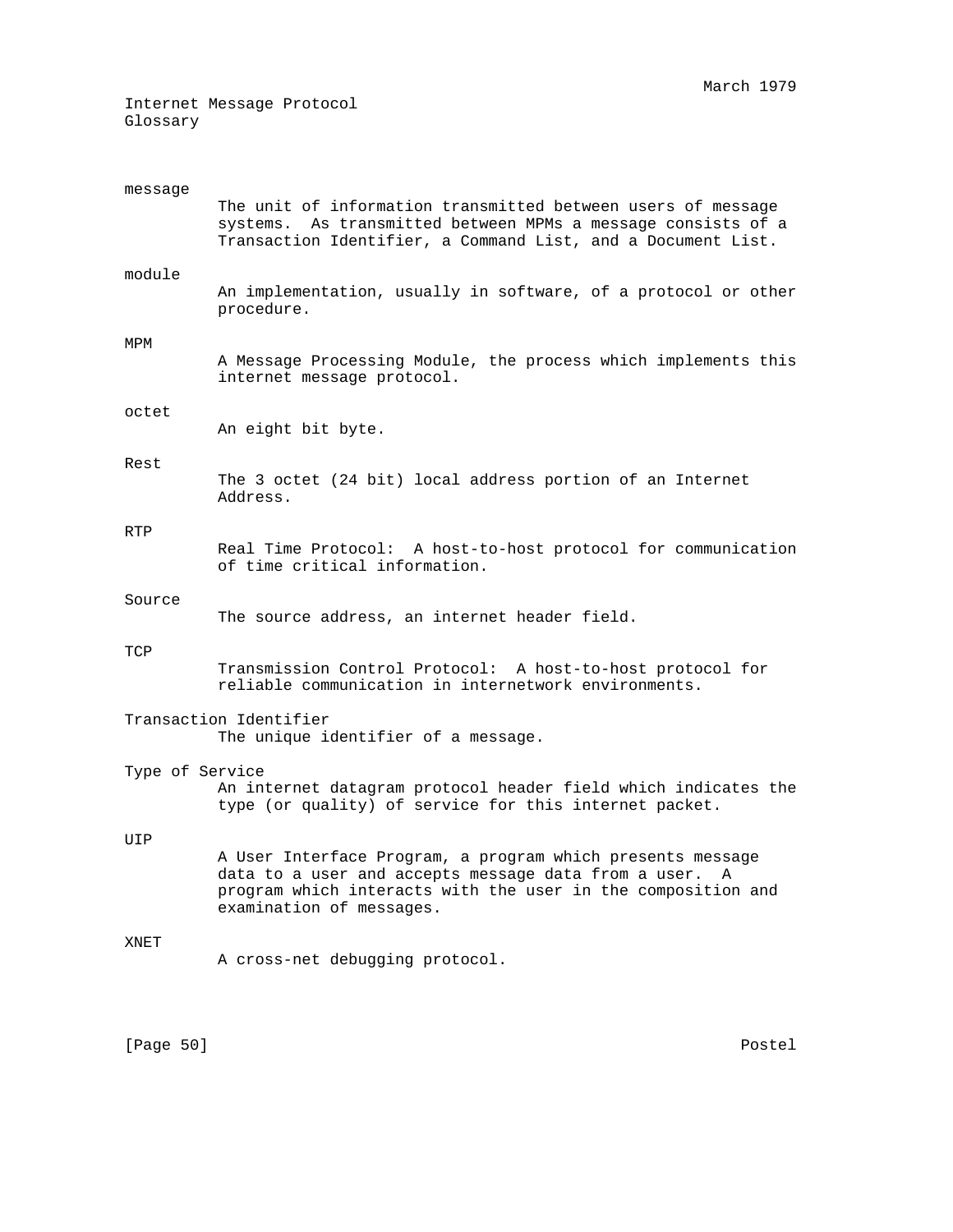message

The unit of information transmitted between users of message systems. As transmitted between MPMs a message consists of a Transaction Identifier, a Command List, and a Document List.

module

An implementation, usually in software, of a protocol or other procedure.

MPM

A Message Processing Module, the process which implements this internet message protocol.

octet

An eight bit byte.

Rest

The 3 octet (24 bit) local address portion of an Internet Address.

RTP

Real Time Protocol: A host-to-host protocol for communication of time critical information.

Source

The source address, an internet header field.

TCP

Transmission Control Protocol: A host-to-host protocol for reliable communication in internetwork environments.

Transaction Identifier

The unique identifier of a message.

Type of Service

An internet datagram protocol header field which indicates the type (or quality) of service for this internet packet.

UIP

A User Interface Program, a program which presents message data to a user and accepts message data from a user. A program which interacts with the user in the composition and examination of messages.

XNET

A cross-net debugging protocol.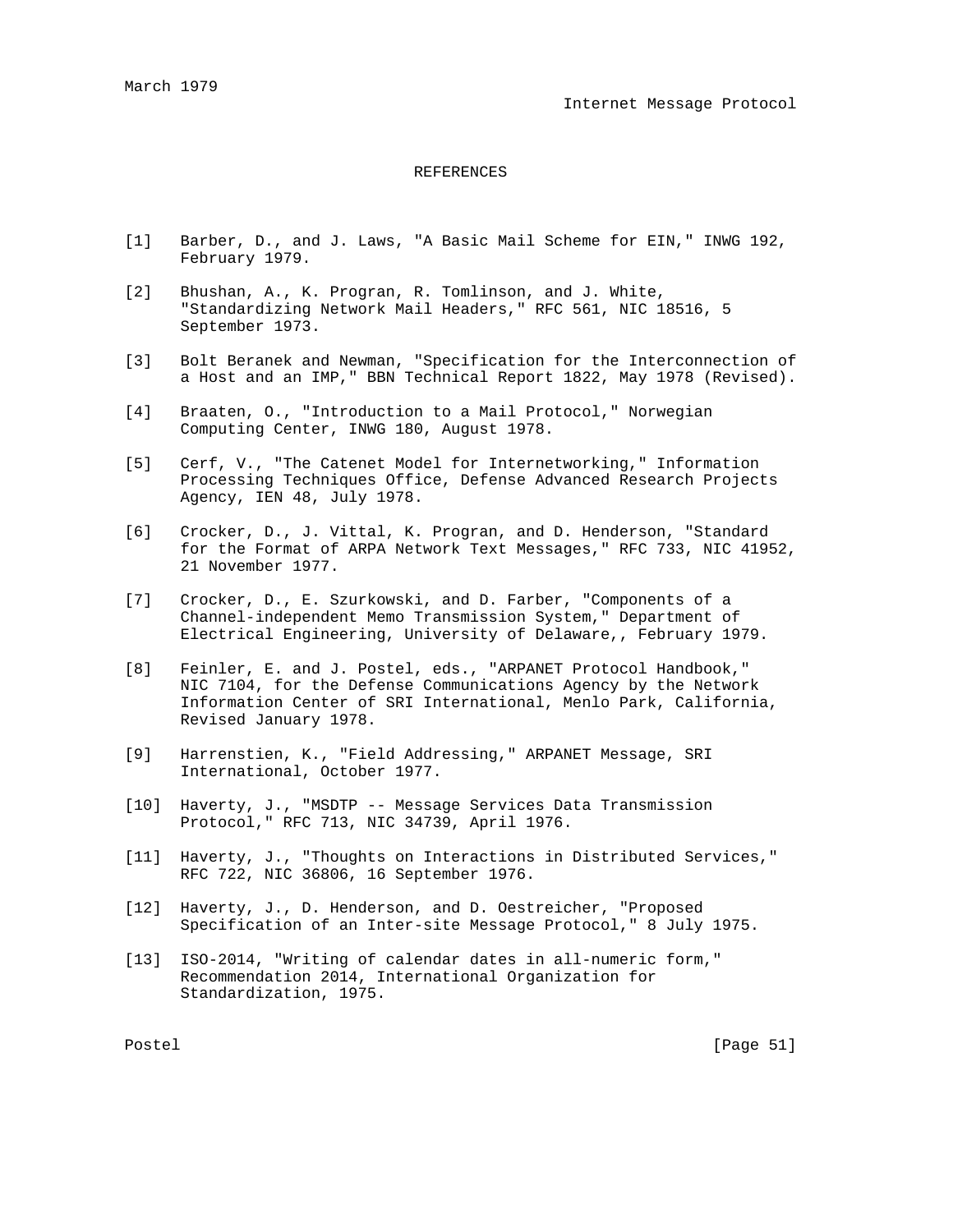# REFERENCES

[1] Barber, D., and J. Laws, "A Basic Mail Scheme for EIN," INWG 192, February 1979.

[2] Bhushan, A., K. Progran, R. Tomlinson, and J. White, "Standardizing Network Mail Headers," RFC 561, NIC 18516, 5 September 1973.

[3] Bolt Beranek and Newman, "Specification for the Interconnection of a Host and an IMP," BBN Technical Report 1822, May 1978 (Revised).

[4] Braaten, O., "Introduction to a Mail Protocol," Norwegian Computing Center, INWG 180, August 1978.

[5] Cerf, V., "The Catenet Model for Internetworking," Information Processing Techniques Office, Defense Advanced Research Projects Agency, IEN 48, July 1978.

[6] Crocker, D., J. Vittal, K. Progran, and D. Henderson, "Standard for the Format of ARPA Network Text Messages," RFC 733, NIC 41952, 21 November 1977.

[7] Crocker, D., E. Szurkowski, and D. Farber, "Components of a Channel-independent Memo Transmission System," Department of Electrical Engineering, University of Delaware,, February 1979.

[8] Feinler, E. and J. Postel, eds., "ARPANET Protocol Handbook," NIC 7104, for the Defense Communications Agency by the Network Information Center of SRI International, Menlo Park, California, Revised January 1978.

[9] Harrenstien, K., "Field Addressing," ARPANET Message, SRI International, October 1977.

[10] Haverty, J., "MSDTP -- Message Services Data Transmission Protocol," RFC 713, NIC 34739, April 1976.

[11] Haverty, J., "Thoughts on Interactions in Distributed Services," RFC 722, NIC 36806, 16 September 1976.

[12] Haverty, J., D. Henderson, and D. Oestreicher, "Proposed Specification of an Inter-site Message Protocol," 8 July 1975.

[13] ISO-2014, "Writing of calendar dates in all-numeric form," Recommendation 2014, International Organization for Standardization, 1975.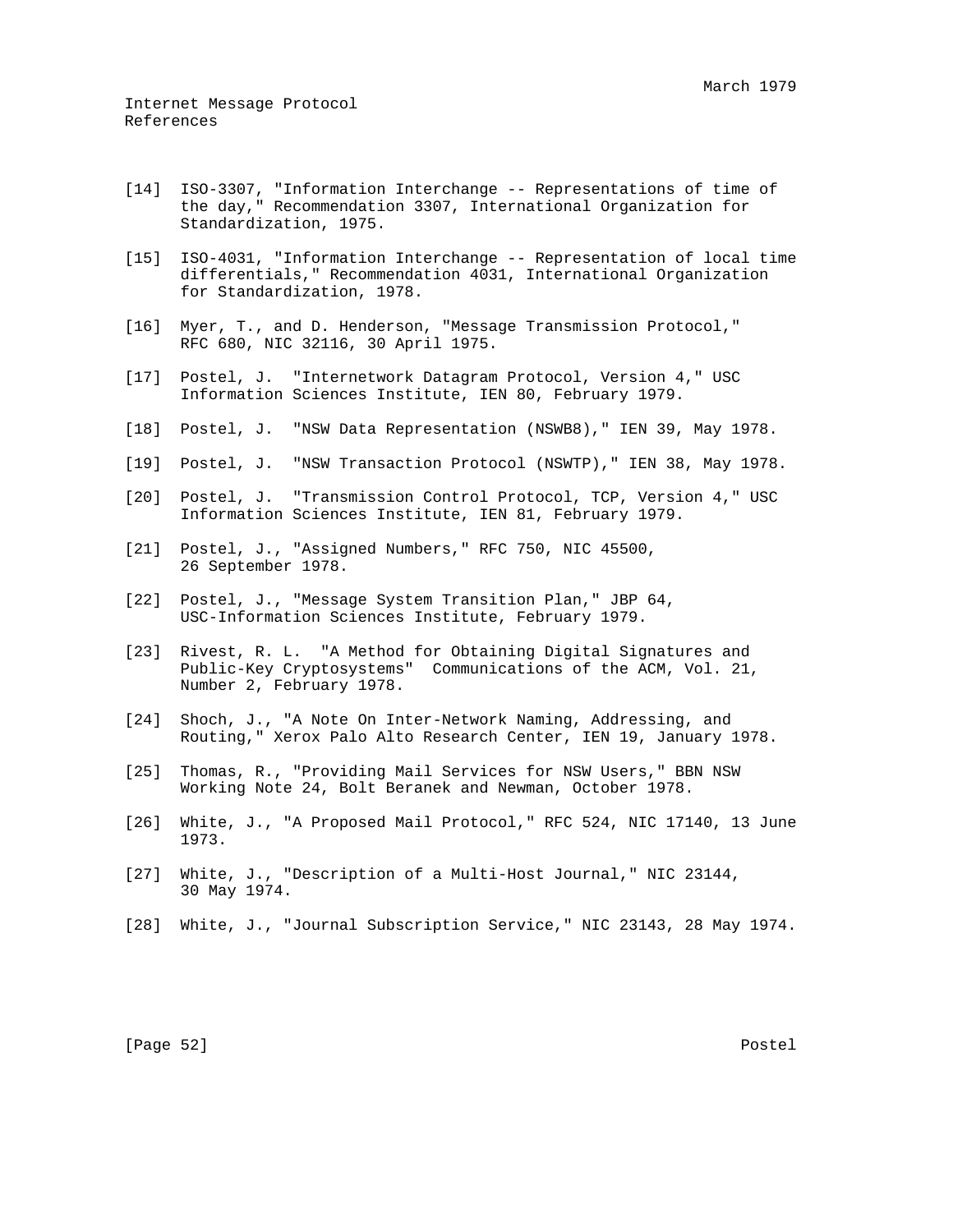[14] ISO-3307, "Information Interchange -- Representations of time of the day," Recommendation 3307, International Organization for Standardization, 1975.

[15] ISO-4031, "Information Interchange -- Representation of local time differentials," Recommendation 4031, International Organization for Standardization, 1978.

[16] Myer, T., and D. Henderson, "Message Transmission Protocol," RFC 680, NIC 32116, 30 April 1975.

[17] Postel, J. "Internetwork Datagram Protocol, Version 4," USC Information Sciences Institute, IEN 80, February 1979.

[18] Postel, J. "NSW Data Representation (NSWB8)," IEN 39, May 1978.

[19] Postel, J. "NSW Transaction Protocol (NSWTP)," IEN 38, May 1978.

[20] Postel, J. "Transmission Control Protocol, TCP, Version 4," USC Information Sciences Institute, IEN 81, February 1979.

[21] Postel, J., "Assigned Numbers," RFC 750, NIC 45500, 26 September 1978.

[22] Postel, J., "Message System Transition Plan," JBP 64, USC-Information Sciences Institute, February 1979.

[23] Rivest, R. L. "A Method for Obtaining Digital Signatures and Public-Key Cryptosystems" Communications of the ACM, Vol. 21, Number 2, February 1978.

[24] Shoch, J., "A Note On Inter-Network Naming, Addressing, and Routing," Xerox Palo Alto Research Center, IEN 19, January 1978.

[25] Thomas, R., "Providing Mail Services for NSW Users," BBN NSW Working Note 24, Bolt Beranek and Newman, October 1978.

[26] White, J., "A Proposed Mail Protocol," RFC 524, NIC 17140, 13 June 1973.

[27] White, J., "Description of a Multi-Host Journal," NIC 23144, 30 May 1974.

[28] White, J., "Journal Subscription Service," NIC 23143, 28 May 1974.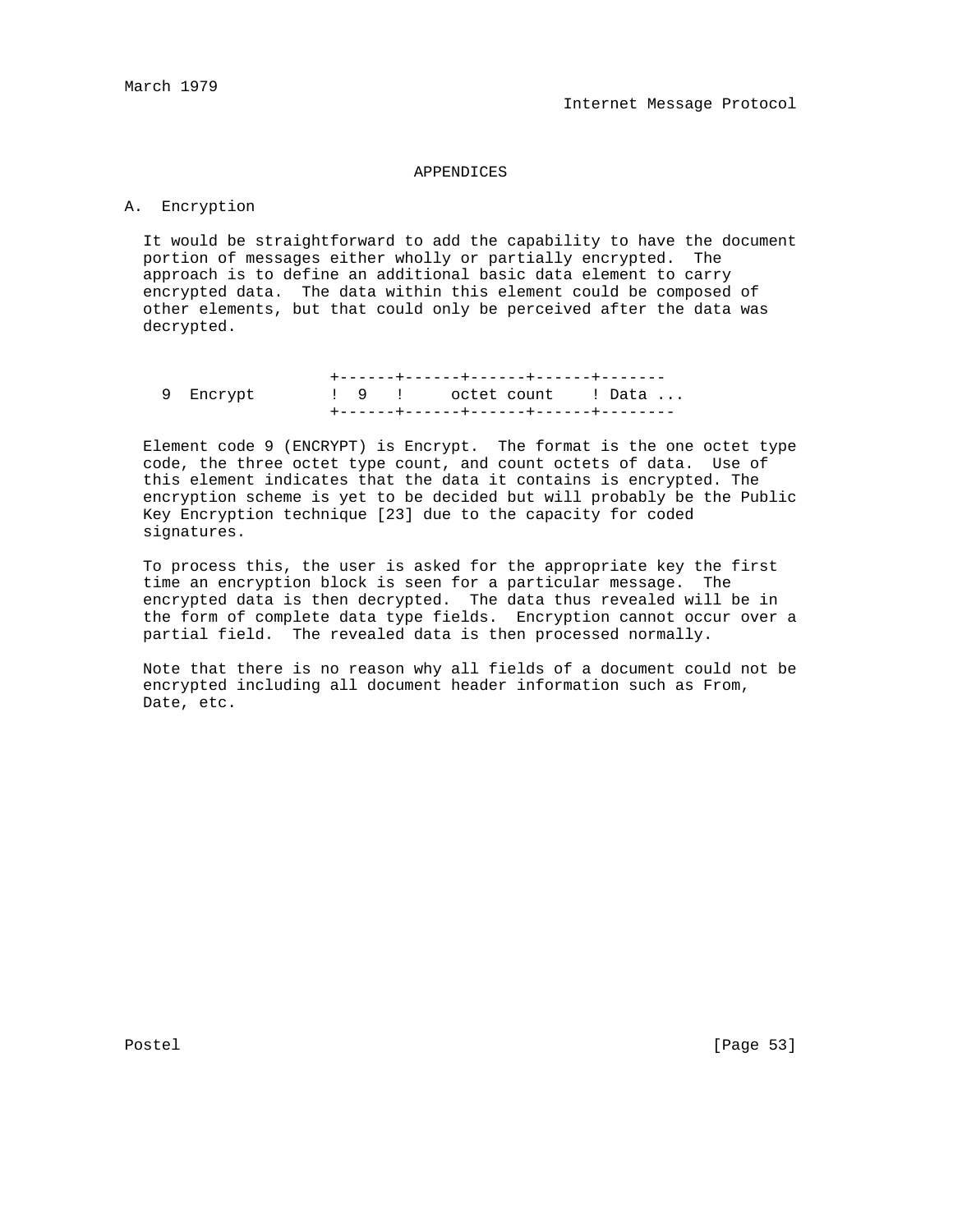# APPENDICES

## A. Encryption

It would be straightforward to add the capability to have the document portion of messages either wholly or partially encrypted. The approach is to define an additional basic data element to carry encrypted data. The data within this element could be composed of other elements, but that could only be perceived after the data was decrypted.

```
                   +------+------+------+------+-------
  9  Encrypt       !  9   !     octet count    ! Data ...
                   +------+------+------+------+--------
```

Element code 9 (ENCRYPT) is Encrypt. The format is the one octet type code, the three octet type count, and count octets of data. Use of this element indicates that the data it contains is encrypted. The encryption scheme is yet to be decided but will probably be the Public Key Encryption technique [23] due to the capacity for coded signatures.

To process this, the user is asked for the appropriate key the first time an encryption block is seen for a particular message. The encrypted data is then decrypted. The data thus revealed will be in the form of complete data type fields. Encryption cannot occur over a partial field. The revealed data is then processed normally.

Note that there is no reason why all fields of a document could not be encrypted including all document header information such as From, Date, etc.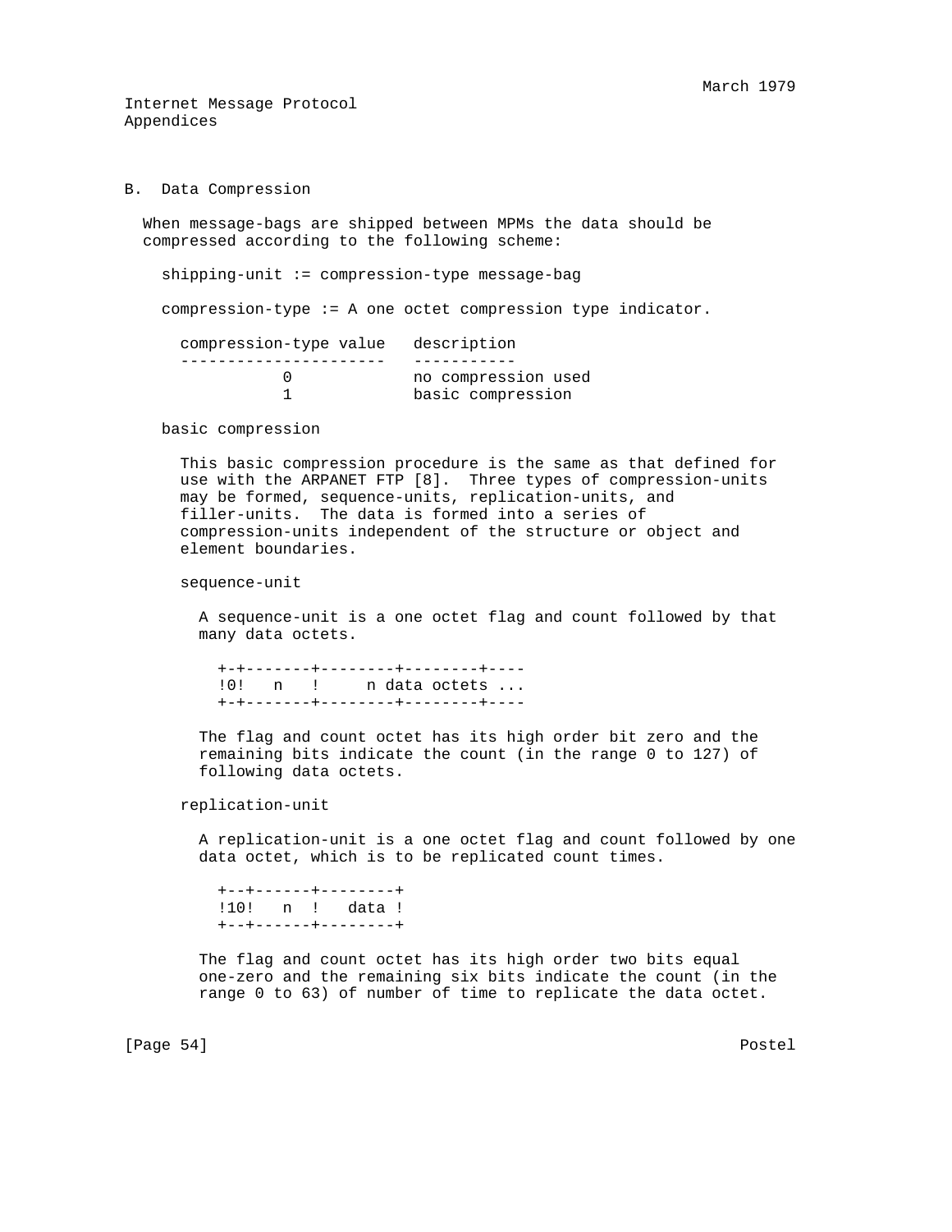## B. Data Compression

When message-bags are shipped between MPMs the data should be compressed according to the following scheme:

shipping-unit := compression-type message-bag

compression-type := A one octet compression type indicator.

| compression-type value | description |
|---|---|
| 0 | no compression used |
| 1 | basic compression |

basic compression

This basic compression procedure is the same as that defined for use with the ARPANET FTP [8]. Three types of compression-units may be formed, sequence-units, replication-units, and filler-units. The data is formed into a series of compression-units independent of the structure or object and element boundaries.

sequence-unit

A sequence-unit is a one octet flag and count followed by that many data octets.

```
+-+-------+--------+--------+----
!0!   n   !     n data octets ...
+-+-------+--------+--------+----
```

The flag and count octet has its high order bit zero and the remaining bits indicate the count (in the range 0 to 127) of following data octets.

replication-unit

A replication-unit is a one octet flag and count followed by one data octet, which is to be replicated count times.

```
+--+------+--------+
!10!   n  !   data !
+--+------+--------+
```

The flag and count octet has its high order two bits equal one-zero and the remaining six bits indicate the count (in the range 0 to 63) of number of time to replicate the data octet.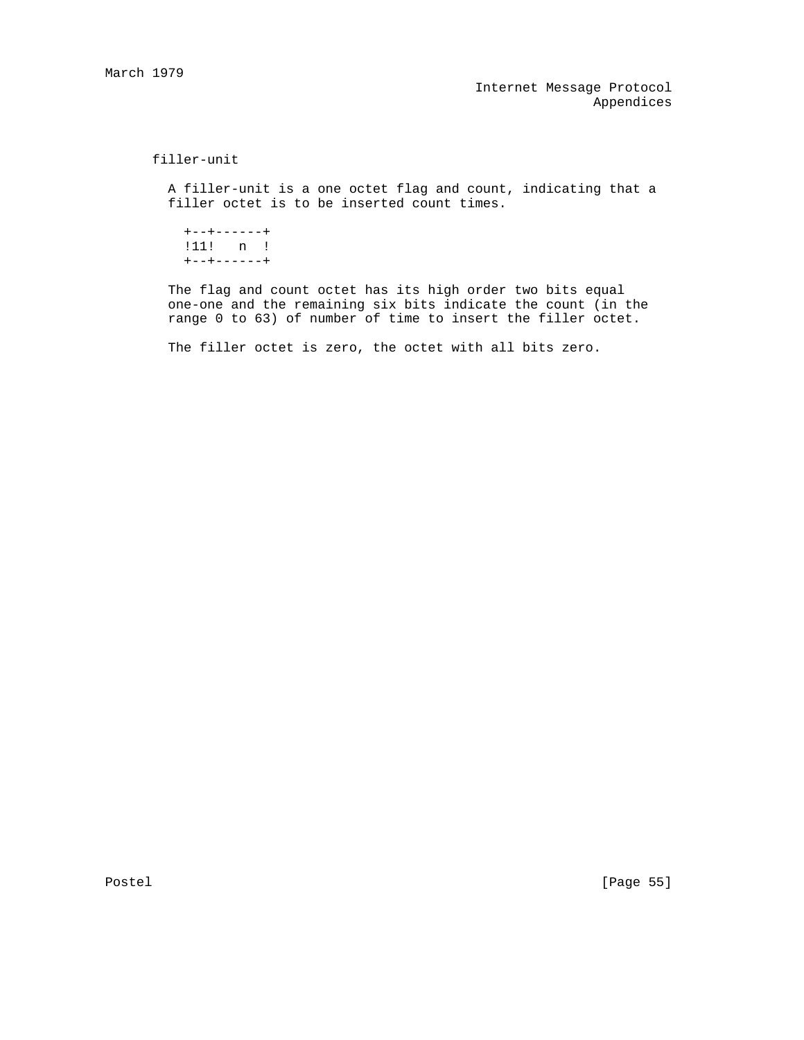filler-unit

A filler-unit is a one octet flag and count, indicating that a filler octet is to be inserted count times.

```
+--+------+
!11!   n  !
+--+------+
```

The flag and count octet has its high order two bits equal one-one and the remaining six bits indicate the count (in the range 0 to 63) of number of time to insert the filler octet.

The filler octet is zero, the octet with all bits zero.